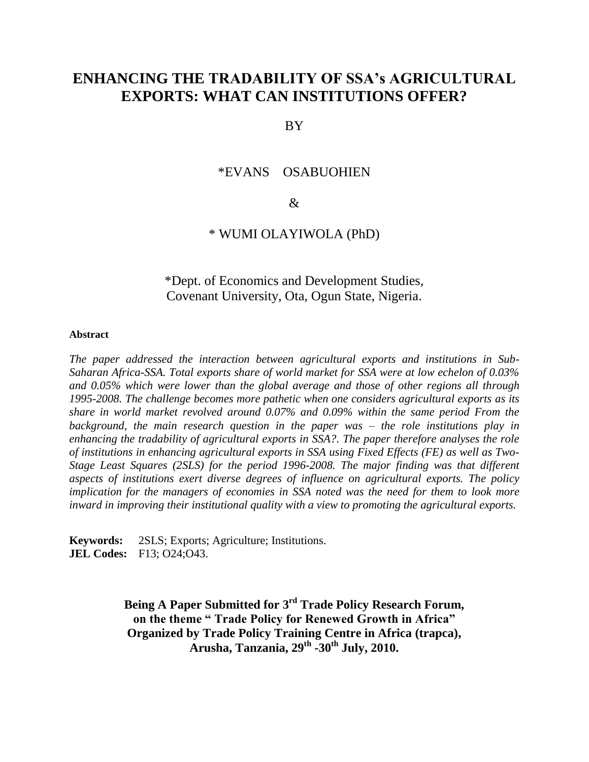# ENHANCING THE TRADABILITY OF SSA's AGRICULTURAL EXPORTS: WHAT CAN INSTITUTIONS OFFER?

BY

*EVANS OSABUOHIEN

&

* WUMI OLAYIWOLA (PhD)

*Dept. of Economics and Development Studies,
Covenant University, Ota, Ogun State, Nigeria.

**Abstract**

*The paper addressed the interaction between agricultural exports and institutions in Sub-Saharan Africa-SSA. Total exports share of world market for SSA were at low echelon of 0.03% and 0.05% which were lower than the global average and those of other regions all through 1995-2008. The challenge becomes more pathetic when one considers agricultural exports as its share in world market revolved around 0.07% and 0.09% within the same period From the background, the main research question in the paper was – the role institutions play in enhancing the tradability of agricultural exports in SSA?. The paper therefore analyses the role of institutions in enhancing agricultural exports in SSA using Fixed Effects (FE) as well as Two-Stage Least Squares (2SLS) for the period 1996-2008. The major finding was that different aspects of institutions exert diverse degrees of influence on agricultural exports. The policy implication for the managers of economies in SSA noted was the need for them to look more inward in improving their institutional quality with a view to promoting the agricultural exports.*

**Keywords:** 2SLS; Exports; Agriculture; Institutions.
**JEL Codes:** F13; O24;O43.

**Being A Paper Submitted for 3rd Trade Policy Research Forum, on the theme " Trade Policy for Renewed Growth in Africa" Organized by Trade Policy Training Centre in Africa (trapca), Arusha, Tanzania, 29th -30th July, 2010.**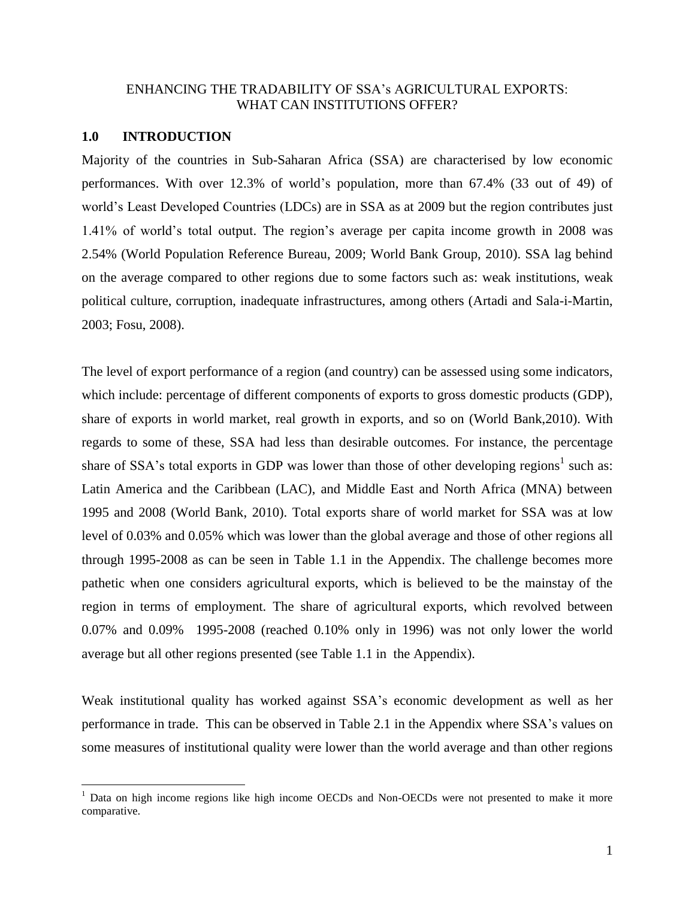ENHANCING THE TRADABILITY OF SSA's AGRICULTURAL EXPORTS:
WHAT CAN INSTITUTIONS OFFER?

## 1.0 INTRODUCTION

Majority of the countries in Sub-Saharan Africa (SSA) are characterised by low economic performances. With over 12.3% of world's population, more than 67.4% (33 out of 49) of world's Least Developed Countries (LDCs) are in SSA as at 2009 but the region contributes just 1.41% of world's total output. The region's average per capita income growth in 2008 was 2.54% (World Population Reference Bureau, 2009; World Bank Group, 2010). SSA lag behind on the average compared to other regions due to some factors such as: weak institutions, weak political culture, corruption, inadequate infrastructures, among others (Artadi and Sala-i-Martin, 2003; Fosu, 2008).

The level of export performance of a region (and country) can be assessed using some indicators, which include: percentage of different components of exports to gross domestic products (GDP), share of exports in world market, real growth in exports, and so on (World Bank,2010). With regards to some of these, SSA had less than desirable outcomes. For instance, the percentage share of SSA's total exports in GDP was lower than those of other developing regions[1] such as: Latin America and the Caribbean (LAC), and Middle East and North Africa (MNA) between 1995 and 2008 (World Bank, 2010). Total exports share of world market for SSA was at low level of 0.03% and 0.05% which was lower than the global average and those of other regions all through 1995-2008 as can be seen in Table 1.1 in the Appendix. The challenge becomes more pathetic when one considers agricultural exports, which is believed to be the mainstay of the region in terms of employment. The share of agricultural exports, which revolved between 0.07% and 0.09% 1995-2008 (reached 0.10% only in 1996) was not only lower the world average but all other regions presented (see Table 1.1 in the Appendix).

Weak institutional quality has worked against SSA's economic development as well as her performance in trade. This can be observed in Table 2.1 in the Appendix where SSA's values on some measures of institutional quality were lower than the world average and than other regions

[1] Data on high income regions like high income OECDs and Non-OECDs were not presented to make it more comparative.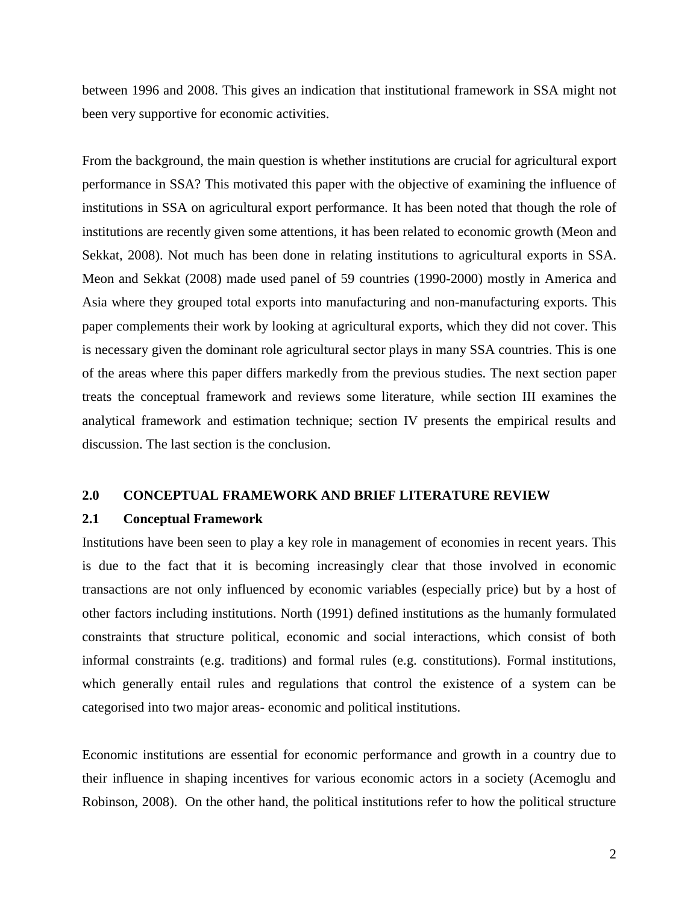between 1996 and 2008. This gives an indication that institutional framework in SSA might not been very supportive for economic activities.

From the background, the main question is whether institutions are crucial for agricultural export performance in SSA? This motivated this paper with the objective of examining the influence of institutions in SSA on agricultural export performance. It has been noted that though the role of institutions are recently given some attentions, it has been related to economic growth (Meon and Sekkat, 2008). Not much has been done in relating institutions to agricultural exports in SSA. Meon and Sekkat (2008) made used panel of 59 countries (1990-2000) mostly in America and Asia where they grouped total exports into manufacturing and non-manufacturing exports. This paper complements their work by looking at agricultural exports, which they did not cover. This is necessary given the dominant role agricultural sector plays in many SSA countries. This is one of the areas where this paper differs markedly from the previous studies. The next section paper treats the conceptual framework and reviews some literature, while section III examines the analytical framework and estimation technique; section IV presents the empirical results and discussion. The last section is the conclusion.

## 2.0 CONCEPTUAL FRAMEWORK AND BRIEF LITERATURE REVIEW

### 2.1 Conceptual Framework

Institutions have been seen to play a key role in management of economies in recent years. This is due to the fact that it is becoming increasingly clear that those involved in economic transactions are not only influenced by economic variables (especially price) but by a host of other factors including institutions. North (1991) defined institutions as the humanly formulated constraints that structure political, economic and social interactions, which consist of both informal constraints (e.g. traditions) and formal rules (e.g. constitutions). Formal institutions, which generally entail rules and regulations that control the existence of a system can be categorised into two major areas- economic and political institutions.

Economic institutions are essential for economic performance and growth in a country due to their influence in shaping incentives for various economic actors in a society (Acemoglu and Robinson, 2008). On the other hand, the political institutions refer to how the political structure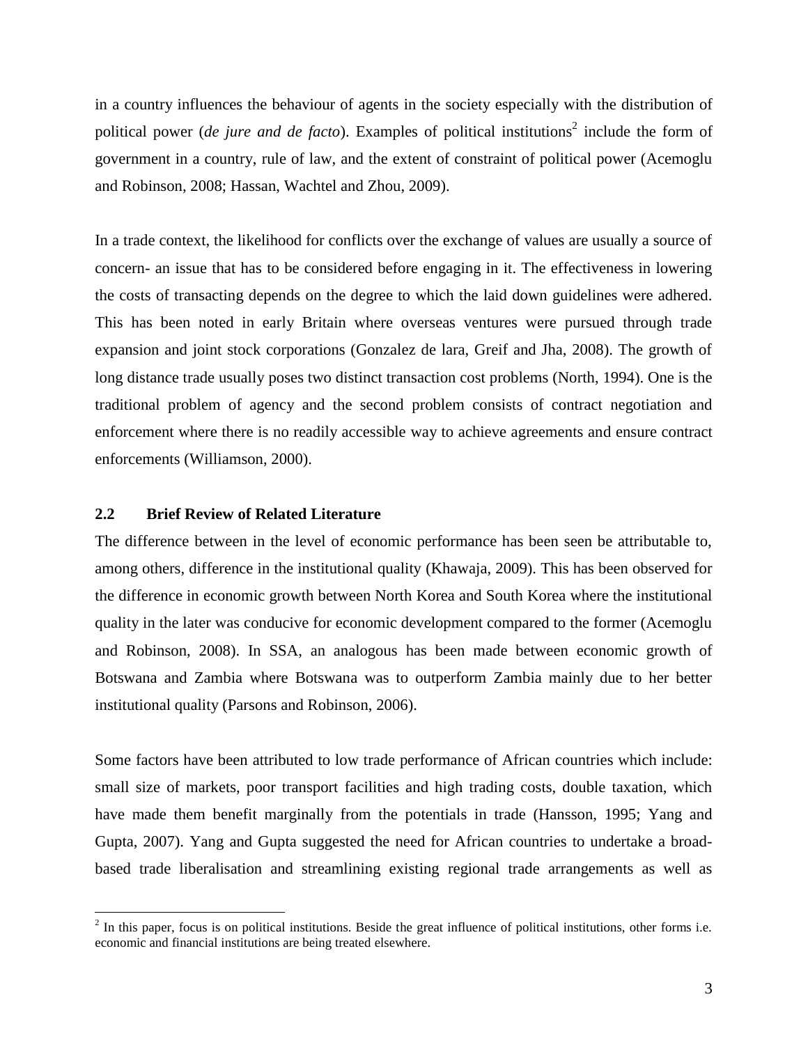in a country influences the behaviour of agents in the society especially with the distribution of political power (*de jure and de facto*). Examples of political institutions[2] include the form of government in a country, rule of law, and the extent of constraint of political power (Acemoglu and Robinson, 2008; Hassan, Wachtel and Zhou, 2009).

In a trade context, the likelihood for conflicts over the exchange of values are usually a source of concern- an issue that has to be considered before engaging in it. The effectiveness in lowering the costs of transacting depends on the degree to which the laid down guidelines were adhered. This has been noted in early Britain where overseas ventures were pursued through trade expansion and joint stock corporations (Gonzalez de lara, Greif and Jha, 2008). The growth of long distance trade usually poses two distinct transaction cost problems (North, 1994). One is the traditional problem of agency and the second problem consists of contract negotiation and enforcement where there is no readily accessible way to achieve agreements and ensure contract enforcements (Williamson, 2000).

### 2.2 Brief Review of Related Literature

The difference between in the level of economic performance has been seen be attributable to, among others, difference in the institutional quality (Khawaja, 2009). This has been observed for the difference in economic growth between North Korea and South Korea where the institutional quality in the later was conducive for economic development compared to the former (Acemoglu and Robinson, 2008). In SSA, an analogous has been made between economic growth of Botswana and Zambia where Botswana was to outperform Zambia mainly due to her better institutional quality (Parsons and Robinson, 2006).

Some factors have been attributed to low trade performance of African countries which include: small size of markets, poor transport facilities and high trading costs, double taxation, which have made them benefit marginally from the potentials in trade (Hansson, 1995; Yang and Gupta, 2007). Yang and Gupta suggested the need for African countries to undertake a broad-based trade liberalisation and streamlining existing regional trade arrangements as well as

[2] In this paper, focus is on political institutions. Beside the great influence of political institutions, other forms i.e. economic and financial institutions are being treated elsewhere.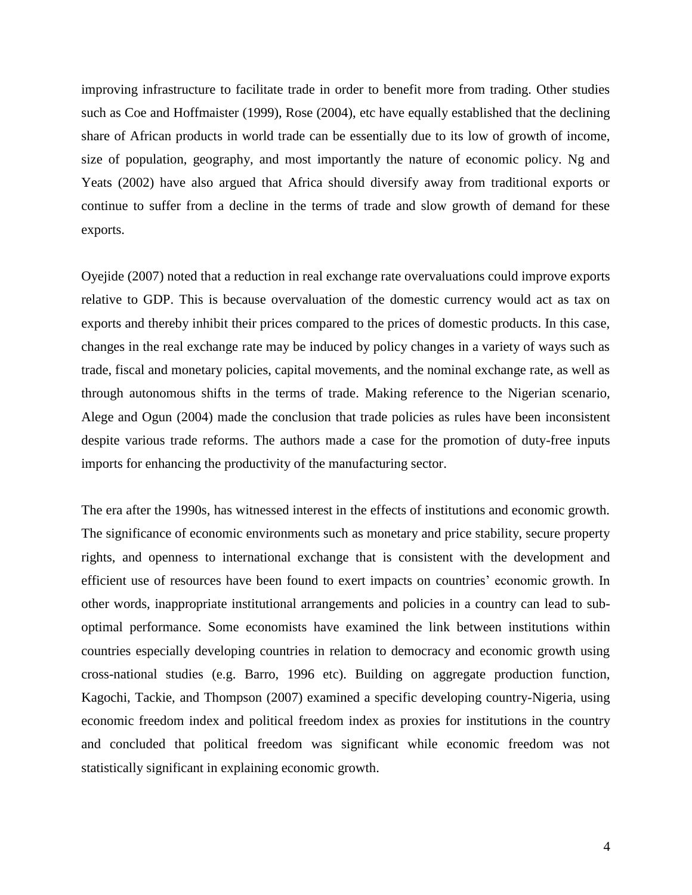improving infrastructure to facilitate trade in order to benefit more from trading. Other studies such as Coe and Hoffmaister (1999), Rose (2004), etc have equally established that the declining share of African products in world trade can be essentially due to its low of growth of income, size of population, geography, and most importantly the nature of economic policy. Ng and Yeats (2002) have also argued that Africa should diversify away from traditional exports or continue to suffer from a decline in the terms of trade and slow growth of demand for these exports.

Oyejide (2007) noted that a reduction in real exchange rate overvaluations could improve exports relative to GDP. This is because overvaluation of the domestic currency would act as tax on exports and thereby inhibit their prices compared to the prices of domestic products. In this case, changes in the real exchange rate may be induced by policy changes in a variety of ways such as trade, fiscal and monetary policies, capital movements, and the nominal exchange rate, as well as through autonomous shifts in the terms of trade. Making reference to the Nigerian scenario, Alege and Ogun (2004) made the conclusion that trade policies as rules have been inconsistent despite various trade reforms. The authors made a case for the promotion of duty-free inputs imports for enhancing the productivity of the manufacturing sector.

The era after the 1990s, has witnessed interest in the effects of institutions and economic growth. The significance of economic environments such as monetary and price stability, secure property rights, and openness to international exchange that is consistent with the development and efficient use of resources have been found to exert impacts on countries' economic growth. In other words, inappropriate institutional arrangements and policies in a country can lead to sub-optimal performance. Some economists have examined the link between institutions within countries especially developing countries in relation to democracy and economic growth using cross-national studies (e.g. Barro, 1996 etc). Building on aggregate production function, Kagochi, Tackie, and Thompson (2007) examined a specific developing country-Nigeria, using economic freedom index and political freedom index as proxies for institutions in the country and concluded that political freedom was significant while economic freedom was not statistically significant in explaining economic growth.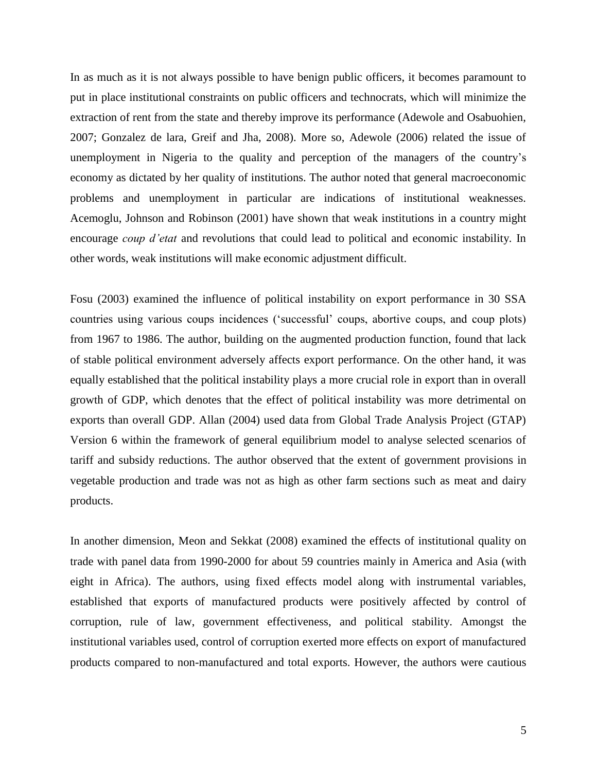In as much as it is not always possible to have benign public officers, it becomes paramount to put in place institutional constraints on public officers and technocrats, which will minimize the extraction of rent from the state and thereby improve its performance (Adewole and Osabuohien, 2007; Gonzalez de lara, Greif and Jha, 2008). More so, Adewole (2006) related the issue of unemployment in Nigeria to the quality and perception of the managers of the country's economy as dictated by her quality of institutions. The author noted that general macroeconomic problems and unemployment in particular are indications of institutional weaknesses. Acemoglu, Johnson and Robinson (2001) have shown that weak institutions in a country might encourage *coup d'etat* and revolutions that could lead to political and economic instability. In other words, weak institutions will make economic adjustment difficult.

Fosu (2003) examined the influence of political instability on export performance in 30 SSA countries using various coups incidences ('successful' coups, abortive coups, and coup plots) from 1967 to 1986. The author, building on the augmented production function, found that lack of stable political environment adversely affects export performance. On the other hand, it was equally established that the political instability plays a more crucial role in export than in overall growth of GDP, which denotes that the effect of political instability was more detrimental on exports than overall GDP. Allan (2004) used data from Global Trade Analysis Project (GTAP) Version 6 within the framework of general equilibrium model to analyse selected scenarios of tariff and subsidy reductions. The author observed that the extent of government provisions in vegetable production and trade was not as high as other farm sections such as meat and dairy products.

In another dimension, Meon and Sekkat (2008) examined the effects of institutional quality on trade with panel data from 1990-2000 for about 59 countries mainly in America and Asia (with eight in Africa). The authors, using fixed effects model along with instrumental variables, established that exports of manufactured products were positively affected by control of corruption, rule of law, government effectiveness, and political stability. Amongst the institutional variables used, control of corruption exerted more effects on export of manufactured products compared to non-manufactured and total exports. However, the authors were cautious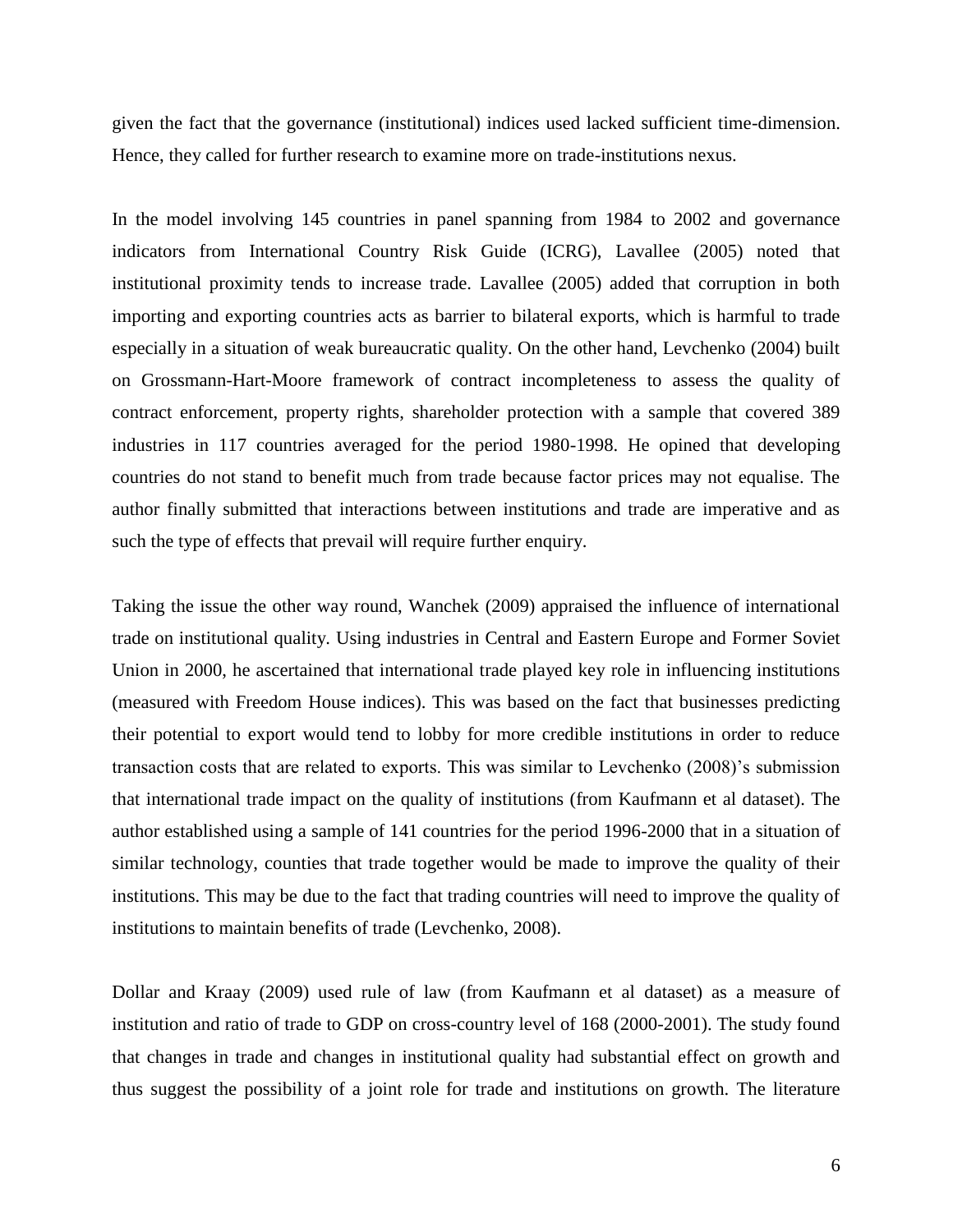given the fact that the governance (institutional) indices used lacked sufficient time-dimension. Hence, they called for further research to examine more on trade-institutions nexus.

In the model involving 145 countries in panel spanning from 1984 to 2002 and governance indicators from International Country Risk Guide (ICRG), Lavallee (2005) noted that institutional proximity tends to increase trade. Lavallee (2005) added that corruption in both importing and exporting countries acts as barrier to bilateral exports, which is harmful to trade especially in a situation of weak bureaucratic quality. On the other hand, Levchenko (2004) built on Grossmann-Hart-Moore framework of contract incompleteness to assess the quality of contract enforcement, property rights, shareholder protection with a sample that covered 389 industries in 117 countries averaged for the period 1980-1998. He opined that developing countries do not stand to benefit much from trade because factor prices may not equalise. The author finally submitted that interactions between institutions and trade are imperative and as such the type of effects that prevail will require further enquiry.

Taking the issue the other way round, Wanchek (2009) appraised the influence of international trade on institutional quality. Using industries in Central and Eastern Europe and Former Soviet Union in 2000, he ascertained that international trade played key role in influencing institutions (measured with Freedom House indices). This was based on the fact that businesses predicting their potential to export would tend to lobby for more credible institutions in order to reduce transaction costs that are related to exports. This was similar to Levchenko (2008)'s submission that international trade impact on the quality of institutions (from Kaufmann et al dataset). The author established using a sample of 141 countries for the period 1996-2000 that in a situation of similar technology, counties that trade together would be made to improve the quality of their institutions. This may be due to the fact that trading countries will need to improve the quality of institutions to maintain benefits of trade (Levchenko, 2008).

Dollar and Kraay (2009) used rule of law (from Kaufmann et al dataset) as a measure of institution and ratio of trade to GDP on cross-country level of 168 (2000-2001). The study found that changes in trade and changes in institutional quality had substantial effect on growth and thus suggest the possibility of a joint role for trade and institutions on growth. The literature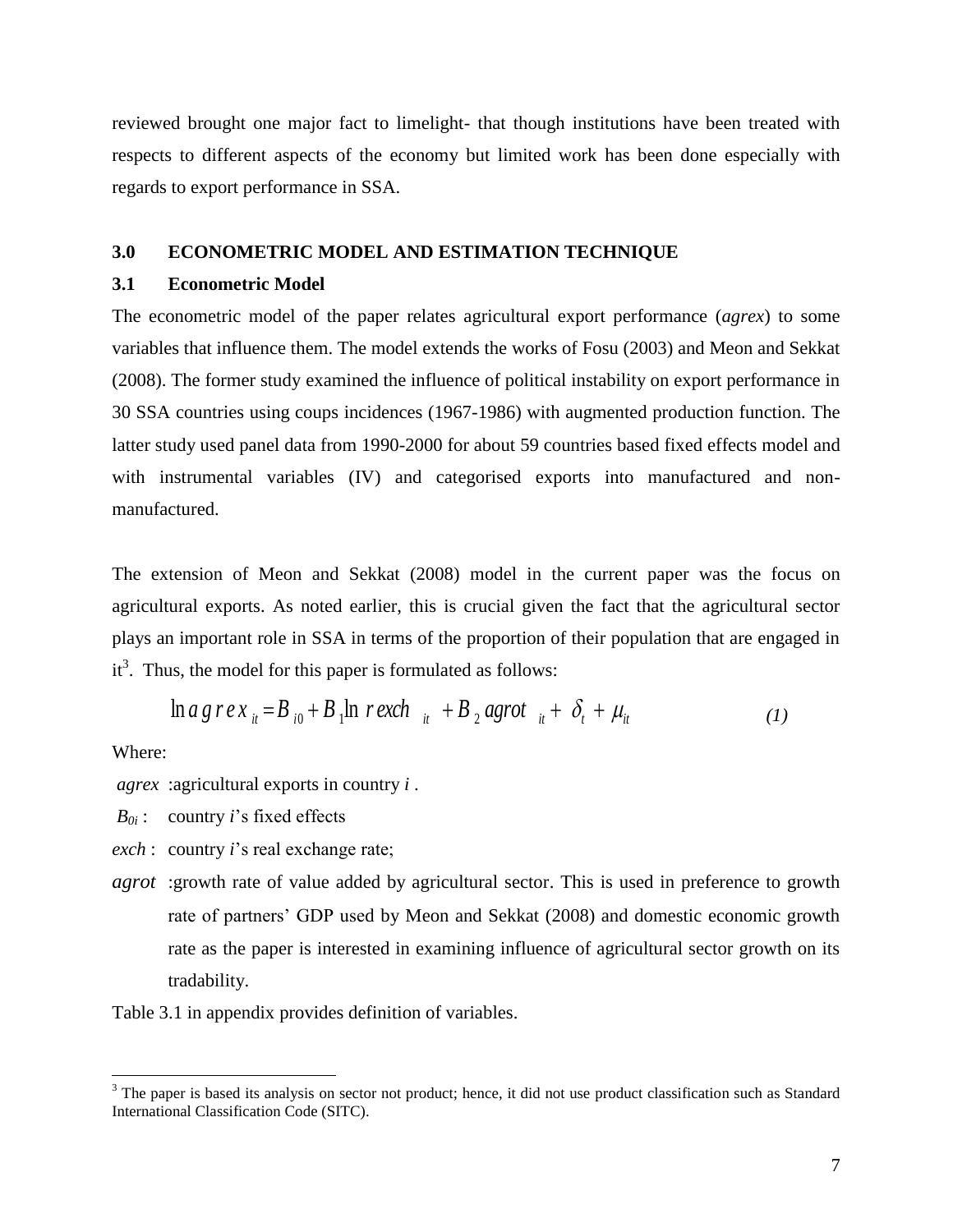reviewed brought one major fact to limelight- that though institutions have been treated with respects to different aspects of the economy but limited work has been done especially with regards to export performance in SSA.

## 3.0 ECONOMETRIC MODEL AND ESTIMATION TECHNIQUE

### 3.1 Econometric Model

The econometric model of the paper relates agricultural export performance (*agrex*) to some variables that influence them. The model extends the works of Fosu (2003) and Meon and Sekkat (2008). The former study examined the influence of political instability on export performance in 30 SSA countries using coups incidences (1967-1986) with augmented production function. The latter study used panel data from 1990-2000 for about 59 countries based fixed effects model and with instrumental variables (IV) and categorised exports into manufactured and non-manufactured.

The extension of Meon and Sekkat (2008) model in the current paper was the focus on agricultural exports. As noted earlier, this is crucial given the fact that the agricultural sector plays an important role in SSA in terms of the proportion of their population that are engaged in it[3]. Thus, the model for this paper is formulated as follows:

$$\ln agrex_{it} = B_{i0} + B_1 \ln rexch_{it} + B_2\, agrot_{it} + \delta_t + \mu_{it} \qquad (1)$$

Where:

*agrex* :agricultural exports in country *i* .

$B_{0i}$ : country *i*'s fixed effects

*exch* : country *i*'s real exchange rate;

*agrot* :growth rate of value added by agricultural sector. This is used in preference to growth rate of partners' GDP used by Meon and Sekkat (2008) and domestic economic growth rate as the paper is interested in examining influence of agricultural sector growth on its tradability.

Table 3.1 in appendix provides definition of variables.

---

[3] The paper is based its analysis on sector not product; hence, it did not use product classification such as Standard International Classification Code (SITC).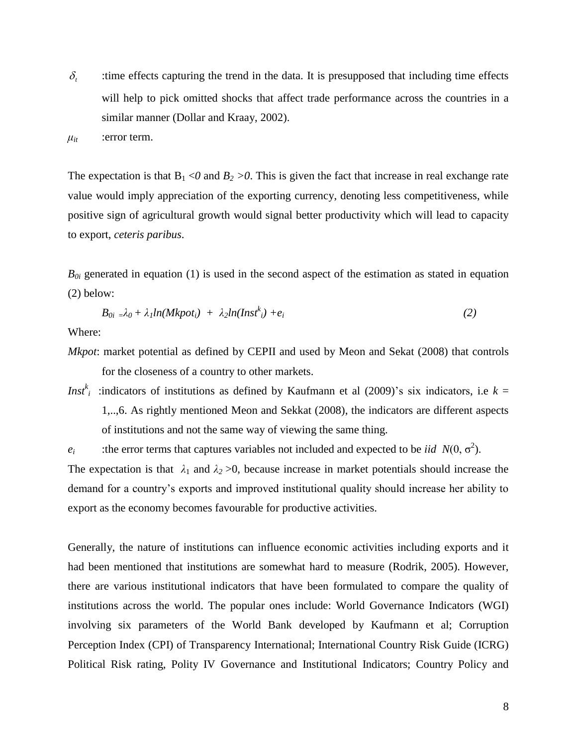$\delta_t$ :time effects capturing the trend in the data. It is presupposed that including time effects will help to pick omitted shocks that affect trade performance across the countries in a similar manner (Dollar and Kraay, 2002).

$\mu_{it}$ :error term.

The expectation is that $B_1 < 0$ and $B_2 > 0$. This is given the fact that increase in real exchange rate value would imply appreciation of the exporting currency, denoting less competitiveness, while positive sign of agricultural growth would signal better productivity which will lead to capacity to export, *ceteris paribus*.

$B_{0i}$ generated in equation (1) is used in the second aspect of the estimation as stated in equation (2) below:

$$B_{0i} = \lambda_0 + \lambda_1 ln(Mkpot_i) + \lambda_2 ln(Inst^k_i) + e_i \qquad (2)$$

Where:

*Mkpot*: market potential as defined by CEPII and used by Meon and Sekat (2008) that controls for the closeness of a country to other markets.

$Inst^k_i$ :indicators of institutions as defined by Kaufmann et al (2009)'s six indicators, i.e $k$ = 1,..,6. As rightly mentioned Meon and Sekkat (2008), the indicators are different aspects of institutions and not the same way of viewing the same thing.

$e_i$ :the error terms that captures variables not included and expected to be *iid* $N(0, \sigma^2)$.

The expectation is that $\lambda_1$ and $\lambda_2 > 0$, because increase in market potentials should increase the demand for a country's exports and improved institutional quality should increase her ability to export as the economy becomes favourable for productive activities.

Generally, the nature of institutions can influence economic activities including exports and it had been mentioned that institutions are somewhat hard to measure (Rodrik, 2005). However, there are various institutional indicators that have been formulated to compare the quality of institutions across the world. The popular ones include: World Governance Indicators (WGI) involving six parameters of the World Bank developed by Kaufmann et al; Corruption Perception Index (CPI) of Transparency International; International Country Risk Guide (ICRG) Political Risk rating, Polity IV Governance and Institutional Indicators; Country Policy and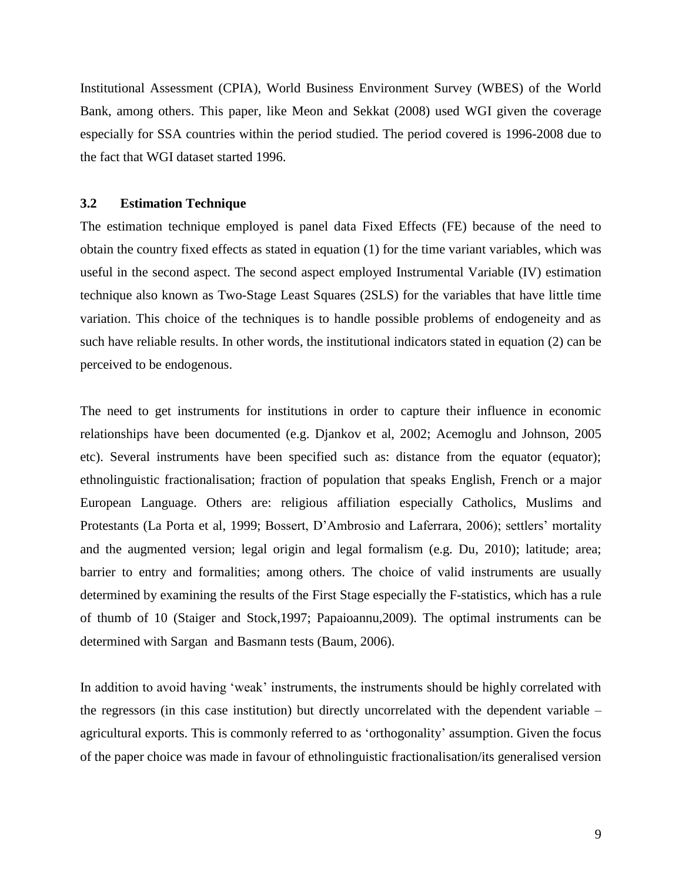Institutional Assessment (CPIA), World Business Environment Survey (WBES) of the World Bank, among others. This paper, like Meon and Sekkat (2008) used WGI given the coverage especially for SSA countries within the period studied. The period covered is 1996-2008 due to the fact that WGI dataset started 1996.

### 3.2 Estimation Technique

The estimation technique employed is panel data Fixed Effects (FE) because of the need to obtain the country fixed effects as stated in equation (1) for the time variant variables, which was useful in the second aspect. The second aspect employed Instrumental Variable (IV) estimation technique also known as Two-Stage Least Squares (2SLS) for the variables that have little time variation. This choice of the techniques is to handle possible problems of endogeneity and as such have reliable results. In other words, the institutional indicators stated in equation (2) can be perceived to be endogenous.

The need to get instruments for institutions in order to capture their influence in economic relationships have been documented (e.g. Djankov et al, 2002; Acemoglu and Johnson, 2005 etc). Several instruments have been specified such as: distance from the equator (equator); ethnolinguistic fractionalisation; fraction of population that speaks English, French or a major European Language. Others are: religious affiliation especially Catholics, Muslims and Protestants (La Porta et al, 1999; Bossert, D'Ambrosio and Laferrara, 2006); settlers' mortality and the augmented version; legal origin and legal formalism (e.g. Du, 2010); latitude; area; barrier to entry and formalities; among others. The choice of valid instruments are usually determined by examining the results of the First Stage especially the F-statistics, which has a rule of thumb of 10 (Staiger and Stock,1997; Papaioannu,2009). The optimal instruments can be determined with Sargan and Basmann tests (Baum, 2006).

In addition to avoid having 'weak' instruments, the instruments should be highly correlated with the regressors (in this case institution) but directly uncorrelated with the dependent variable – agricultural exports. This is commonly referred to as 'orthogonality' assumption. Given the focus of the paper choice was made in favour of ethnolinguistic fractionalisation/its generalised version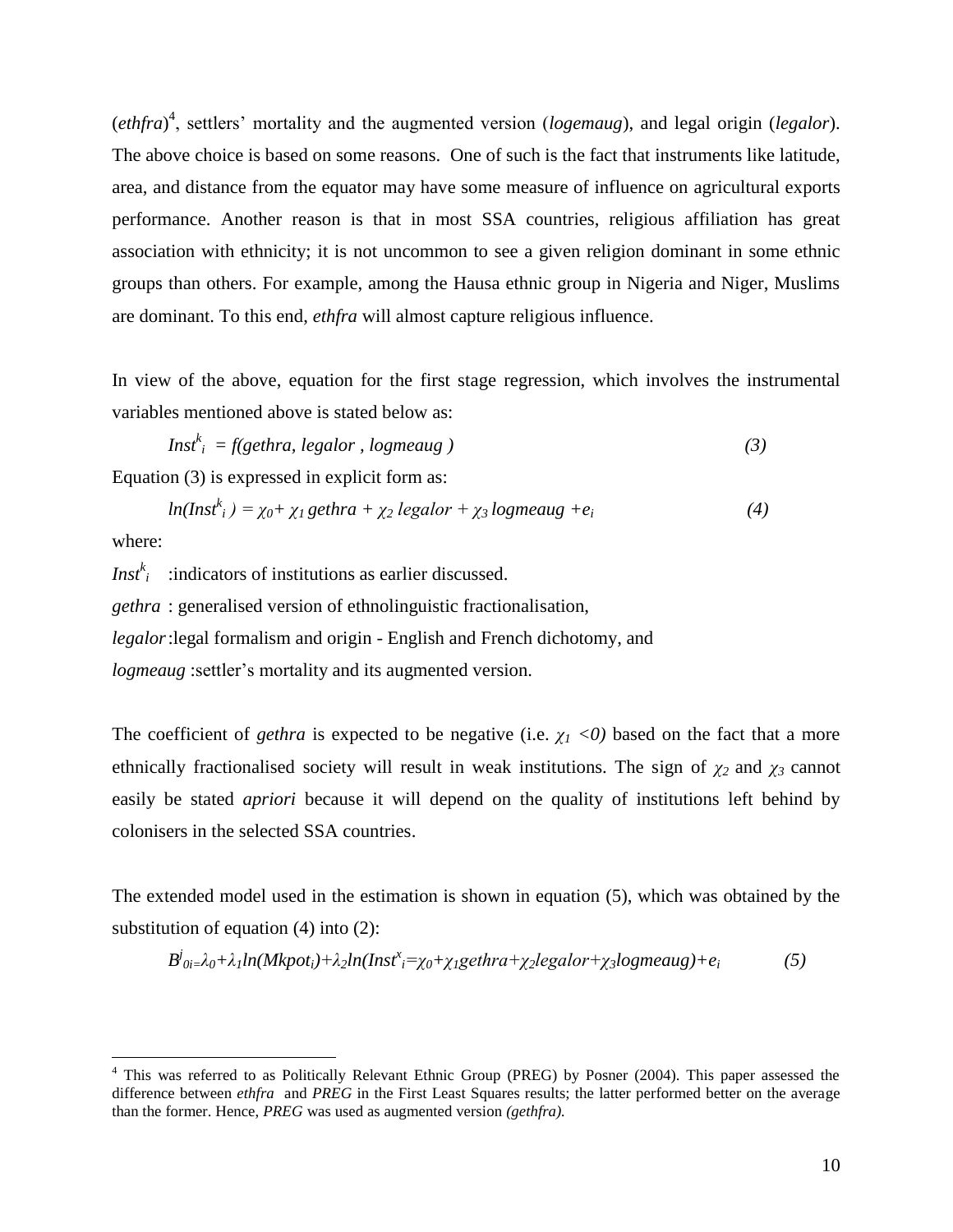(*ethfra*)[4], settlers' mortality and the augmented version (*logemaug*), and legal origin (*legalor*). The above choice is based on some reasons. One of such is the fact that instruments like latitude, area, and distance from the equator may have some measure of influence on agricultural exports performance. Another reason is that in most SSA countries, religious affiliation has great association with ethnicity; it is not uncommon to see a given religion dominant in some ethnic groups than others. For example, among the Hausa ethnic group in Nigeria and Niger, Muslims are dominant. To this end, *ethfra* will almost capture religious influence.

In view of the above, equation for the first stage regression, which involves the instrumental variables mentioned above is stated below as:

$$Inst^k_i = f(gethra, legalor, logmeaug) \qquad (3)$$

Equation (3) is expressed in explicit form as:

$$ln(Inst^k_i) = \chi_0 + \chi_1\, gethra + \chi_2\, legalor + \chi_3\, logmeaug + e_i \qquad (4)$$

where:

$Inst^k_i$ :indicators of institutions as earlier discussed.

*gethra* : generalised version of ethnolinguistic fractionalisation,

*legalor* :legal formalism and origin - English and French dichotomy, and

*logmeaug* :settler's mortality and its augmented version.

The coefficient of *gethra* is expected to be negative (i.e. $\chi_1 < 0$) based on the fact that a more ethnically fractionalised society will result in weak institutions. The sign of $\chi_2$ and $\chi_3$ cannot easily be stated *apriori* because it will depend on the quality of institutions left behind by colonisers in the selected SSA countries.

The extended model used in the estimation is shown in equation (5), which was obtained by the substitution of equation (4) into (2):

$$B^j_{0i} = \lambda_0 + \lambda_1 ln(Mkpot_i) + \lambda_2 ln(Inst^x_i = \chi_0 + \chi_1 gethra + \chi_2 legalor + \chi_3 logmeaug) + e_i \qquad (5)$$

---

[4] This was referred to as Politically Relevant Ethnic Group (PREG) by Posner (2004). This paper assessed the difference between *ethfra* and *PREG* in the First Least Squares results; the latter performed better on the average than the former. Hence, *PREG* was used as augmented version *(gethfra).*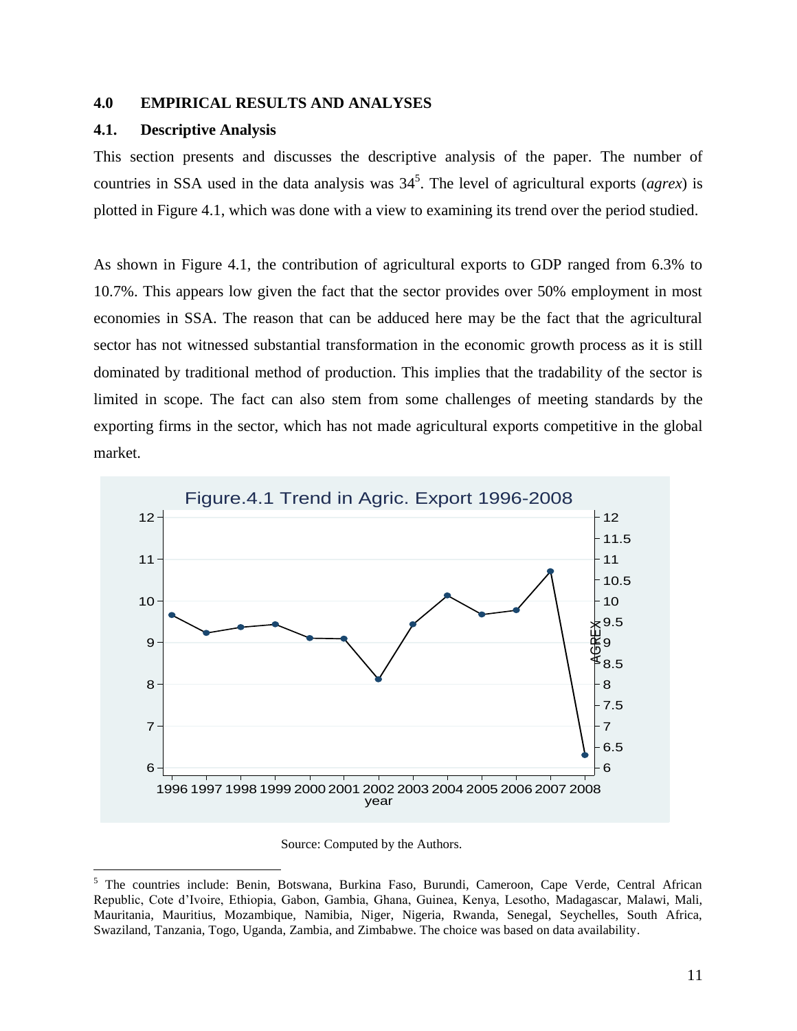## 4.0 EMPIRICAL RESULTS AND ANALYSES

### 4.1. Descriptive Analysis

This section presents and discusses the descriptive analysis of the paper. The number of countries in SSA used in the data analysis was 34[5]. The level of agricultural exports (*agrex*) is plotted in Figure 4.1, which was done with a view to examining its trend over the period studied.

As shown in Figure 4.1, the contribution of agricultural exports to GDP ranged from 6.3% to 10.7%. This appears low given the fact that the sector provides over 50% employment in most economies in SSA. The reason that can be adduced here may be the fact that the agricultural sector has not witnessed substantial transformation in the economic growth process as it is still dominated by traditional method of production. This implies that the tradability of the sector is limited in scope. The fact can also stem from some challenges of meeting standards by the exporting firms in the sector, which has not made agricultural exports competitive in the global market.

Figure.4.1 Trend in Agric. Export 1996-2008

Source: Computed by the Authors.

---

[5] The countries include: Benin, Botswana, Burkina Faso, Burundi, Cameroon, Cape Verde, Central African Republic, Cote d'Ivoire, Ethiopia, Gabon, Gambia, Ghana, Guinea, Kenya, Lesotho, Madagascar, Malawi, Mali, Mauritania, Mauritius, Mozambique, Namibia, Niger, Nigeria, Rwanda, Senegal, Seychelles, South Africa, Swaziland, Tanzania, Togo, Uganda, Zambia, and Zimbabwe. The choice was based on data availability.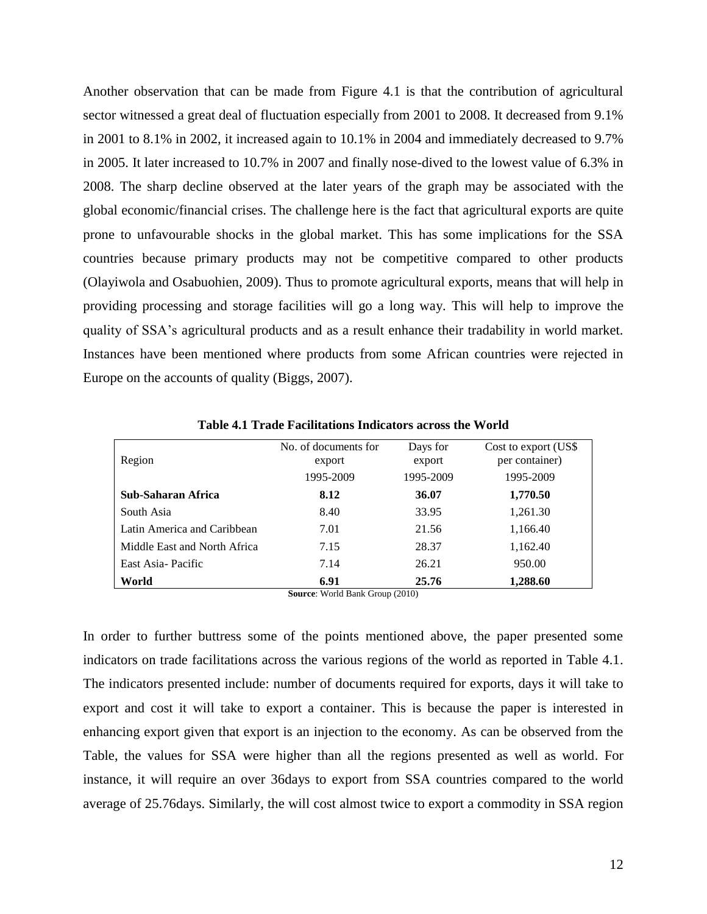Another observation that can be made from Figure 4.1 is that the contribution of agricultural sector witnessed a great deal of fluctuation especially from 2001 to 2008. It decreased from 9.1% in 2001 to 8.1% in 2002, it increased again to 10.1% in 2004 and immediately decreased to 9.7% in 2005. It later increased to 10.7% in 2007 and finally nose-dived to the lowest value of 6.3% in 2008. The sharp decline observed at the later years of the graph may be associated with the global economic/financial crises. The challenge here is the fact that agricultural exports are quite prone to unfavourable shocks in the global market. This has some implications for the SSA countries because primary products may not be competitive compared to other products (Olayiwola and Osabuohien, 2009). Thus to promote agricultural exports, means that will help in providing processing and storage facilities will go a long way. This will help to improve the quality of SSA's agricultural products and as a result enhance their tradability in world market. Instances have been mentioned where products from some African countries were rejected in Europe on the accounts of quality (Biggs, 2007).

**Table 4.1 Trade Facilitations Indicators across the World**

| Region | No. of documents for export | Days for export | Cost to export (US$ per container) |
|---|---|---|---|
| | 1995-2009 | 1995-2009 | 1995-2009 |
| **Sub-Saharan Africa** | **8.12** | **36.07** | **1,770.50** |
| South Asia | 8.40 | 33.95 | 1,261.30 |
| Latin America and Caribbean | 7.01 | 21.56 | 1,166.40 |
| Middle East and North Africa | 7.15 | 28.37 | 1,162.40 |
| East Asia- Pacific | 7.14 | 26.21 | 950.00 |
| **World** | **6.91** | **25.76** | **1,288.60** |

**Source**: World Bank Group (2010)

In order to further buttress some of the points mentioned above, the paper presented some indicators on trade facilitations across the various regions of the world as reported in Table 4.1. The indicators presented include: number of documents required for exports, days it will take to export and cost it will take to export a container. This is because the paper is interested in enhancing export given that export is an injection to the economy. As can be observed from the Table, the values for SSA were higher than all the regions presented as well as world. For instance, it will require an over 36days to export from SSA countries compared to the world average of 25.76days. Similarly, the will cost almost twice to export a commodity in SSA region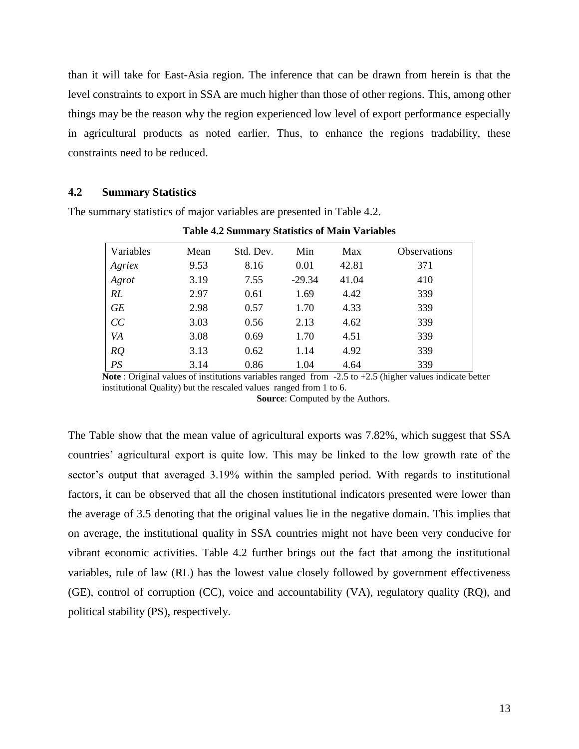than it will take for East-Asia region. The inference that can be drawn from herein is that the level constraints to export in SSA are much higher than those of other regions. This, among other things may be the reason why the region experienced low level of export performance especially in agricultural products as noted earlier. Thus, to enhance the regions tradability, these constraints need to be reduced.

### 4.2 Summary Statistics

The summary statistics of major variables are presented in Table 4.2.

**Table 4.2 Summary Statistics of Main Variables**

| Variables | Mean | Std. Dev. | Min | Max | Observations |
|---|---|---|---|---|---|
| *Agriex* | 9.53 | 8.16 | 0.01 | 42.81 | 371 |
| *Agrot* | 3.19 | 7.55 | -29.34 | 41.04 | 410 |
| *RL* | 2.97 | 0.61 | 1.69 | 4.42 | 339 |
| *GE* | 2.98 | 0.57 | 1.70 | 4.33 | 339 |
| *CC* | 3.03 | 0.56 | 2.13 | 4.62 | 339 |
| *VA* | 3.08 | 0.69 | 1.70 | 4.51 | 339 |
| *RQ* | 3.13 | 0.62 | 1.14 | 4.92 | 339 |
| *PS* | 3.14 | 0.86 | 1.04 | 4.64 | 339 |

**Note** : Original values of institutions variables ranged from -2.5 to +2.5 (higher values indicate better institutional Quality) but the rescaled values ranged from 1 to 6.

**Source**: Computed by the Authors.

The Table show that the mean value of agricultural exports was 7.82%, which suggest that SSA countries' agricultural export is quite low. This may be linked to the low growth rate of the sector's output that averaged 3.19% within the sampled period. With regards to institutional factors, it can be observed that all the chosen institutional indicators presented were lower than the average of 3.5 denoting that the original values lie in the negative domain. This implies that on average, the institutional quality in SSA countries might not have been very conducive for vibrant economic activities. Table 4.2 further brings out the fact that among the institutional variables, rule of law (RL) has the lowest value closely followed by government effectiveness (GE), control of corruption (CC), voice and accountability (VA), regulatory quality (RQ), and political stability (PS), respectively.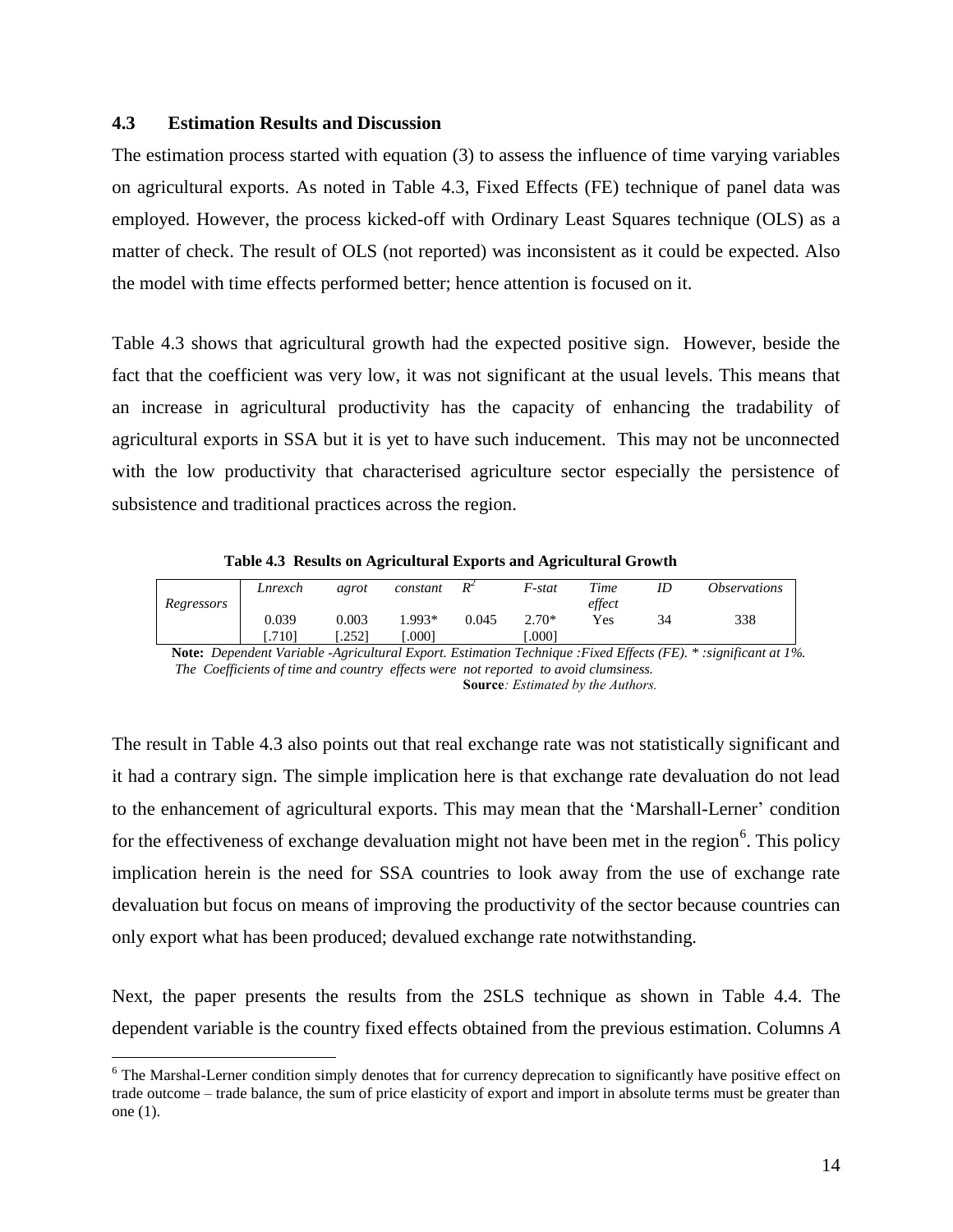### 4.3 Estimation Results and Discussion

The estimation process started with equation (3) to assess the influence of time varying variables on agricultural exports. As noted in Table 4.3, Fixed Effects (FE) technique of panel data was employed. However, the process kicked-off with Ordinary Least Squares technique (OLS) as a matter of check. The result of OLS (not reported) was inconsistent as it could be expected. Also the model with time effects performed better; hence attention is focused on it.

Table 4.3 shows that agricultural growth had the expected positive sign. However, beside the fact that the coefficient was very low, it was not significant at the usual levels. This means that an increase in agricultural productivity has the capacity of enhancing the tradability of agricultural exports in SSA but it is yet to have such inducement. This may not be unconnected with the low productivity that characterised agriculture sector especially the persistence of subsistence and traditional practices across the region.

**Table 4.3 Results on Agricultural Exports and Agricultural Growth**

| *Regressors* | *Lnrexch* | *agrot* | *constant* | $R^2$ | *F-stat* | *Time effect* | *ID* | *Observations* |
|---|---|---|---|---|---|---|---|---|
| | 0.039 | 0.003 | 1.993* | 0.045 | 2.70* | Yes | 34 | 338 |
| | [.710] | [.252] | [.000] | | [.000] | | | |

**Note:** *Dependent Variable -Agricultural Export. Estimation Technique :Fixed Effects (FE). * :significant at 1%. The Coefficients of time and country effects were not reported to avoid clumsiness.*
**Source***: Estimated by the Authors.*

The result in Table 4.3 also points out that real exchange rate was not statistically significant and it had a contrary sign. The simple implication here is that exchange rate devaluation do not lead to the enhancement of agricultural exports. This may mean that the 'Marshall-Lerner' condition for the effectiveness of exchange devaluation might not have been met in the region[6]. This policy implication herein is the need for SSA countries to look away from the use of exchange rate devaluation but focus on means of improving the productivity of the sector because countries can only export what has been produced; devalued exchange rate notwithstanding.

Next, the paper presents the results from the 2SLS technique as shown in Table 4.4. The dependent variable is the country fixed effects obtained from the previous estimation. Columns *A*

[6] The Marshal-Lerner condition simply denotes that for currency deprecation to significantly have positive effect on trade outcome – trade balance, the sum of price elasticity of export and import in absolute terms must be greater than one (1).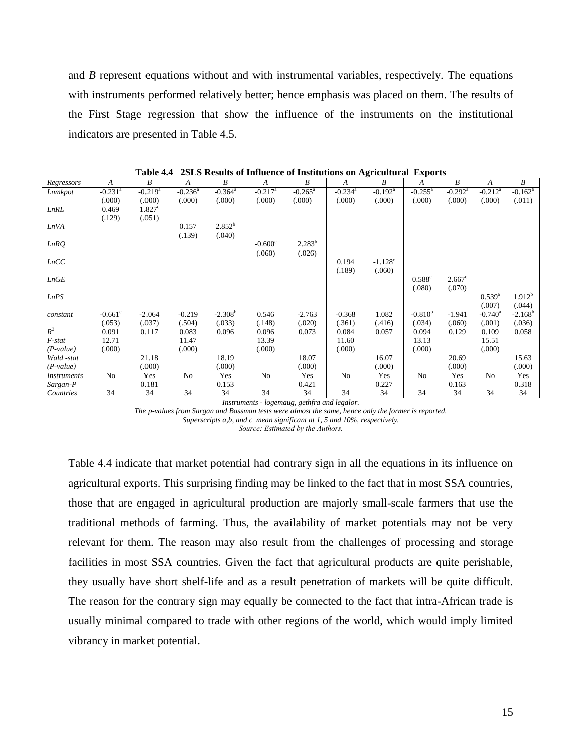and *B* represent equations without and with instrumental variables, respectively. The equations with instruments performed relatively better; hence emphasis was placed on them. The results of the First Stage regression that show the influence of the instruments on the institutional indicators are presented in Table 4.5.

**Table 4.4 2SLS Results of Influence of Institutions on Agricultural Exports**

| *Regressors* | *A* | *B* | *A* | *B* | *A* | *B* | *A* | *B* | *A* | *B* | *A* | *B* |
|---|---|---|---|---|---|---|---|---|---|---|---|---|
| *Lnmkpot* | -0.231[a] | -0.219[a] | -0.236[a] | -0.364[a] | -0.217[a] | -0.265[a] | -0.234[a] | -0.192[a] | -0.255[a] | -0.292[a] | -0.212[a] | -0.162[b] |
| | (.000) | (.000) | (.000) | (.000) | (.000) | (.000) | (.000) | (.000) | (.000) | (.000) | (.000) | (.011) |
| *LnRL* | 0.469 | 1.827[c] | | | | | | | | | | |
| | (.129) | (.051) | | | | | | | | | | |
| *LnVA* | | | 0.157 | 2.852[b] | | | | | | | | |
| | | | (.139) | (.040) | | | | | | | | |
| *LnRQ* | | | | | -0.600[c] | 2.283[b] | | | | | | |
| | | | | | (.060) | (.026) | | | | | | |
| *LnCC* | | | | | | | 0.194 | -1.128[c] | | | | |
| | | | | | | | (.189) | (.060) | | | | |
| *LnGE* | | | | | | | | | 0.588[c] | 2.667[c] | | |
| | | | | | | | | | (.080) | (.070) | | |
| *LnPS* | | | | | | | | | | | 0.539[a] | 1.912[b] |
| | | | | | | | | | | | (.007) | (.044) |
| *constant* | -0.661[c] | -2.064 | -0.219 | -2.308[b] | 0.546 | -2.763 | -0.368 | 1.082 | -0.810[b] | -1.941 | -0.740[a] | -2.168[b] |
| | (.053) | (.037) | (.504) | (.033) | (.148) | (.020) | (.361) | (.416) | (.034) | (.060) | (.001) | (.036) |
| $R^2$ | 0.091 | 0.117 | 0.083 | 0.096 | 0.096 | 0.073 | 0.084 | 0.057 | 0.094 | 0.129 | 0.109 | 0.058 |
| *F-stat* | 12.71 | | 11.47 | | 13.39 | | 11.60 | | 13.13 | | 15.51 | |
| *(P-value)* | (.000) | | (.000) | | (.000) | | (.000) | | (.000) | | (.000) | |
| *Wald -stat* | | 21.18 | | 18.19 | | 18.07 | | 16.07 | | 20.69 | | 15.63 |
| *(P-value)* | | (.000) | | (.000) | | (.000) | | (.000) | | (.000) | | (.000) |
| *Instruments* | No | Yes | No | Yes | No | Yes | No | Yes | No | Yes | No | Yes |
| *Sargan-P* | | 0.181 | | 0.153 | | 0.421 | | 0.227 | | 0.163 | | 0.318 |
| *Countries* | 34 | 34 | 34 | 34 | 34 | 34 | 34 | 34 | 34 | 34 | 34 | 34 |

*Instruments - logemaug, gethfra and legalor.*
*The p-values from Sargan and Bassman tests were almost the same, hence only the former is reported.*
*Superscripts a,b, and c mean significant at 1, 5 and 10%, respectively.*
*Source: Estimated by the Authors.*

Table 4.4 indicate that market potential had contrary sign in all the equations in its influence on agricultural exports. This surprising finding may be linked to the fact that in most SSA countries, those that are engaged in agricultural production are majorly small-scale farmers that use the traditional methods of farming. Thus, the availability of market potentials may not be very relevant for them. The reason may also result from the challenges of processing and storage facilities in most SSA countries. Given the fact that agricultural products are quite perishable, they usually have short shelf-life and as a result penetration of markets will be quite difficult. The reason for the contrary sign may equally be connected to the fact that intra-African trade is usually minimal compared to trade with other regions of the world, which would imply limited vibrancy in market potential.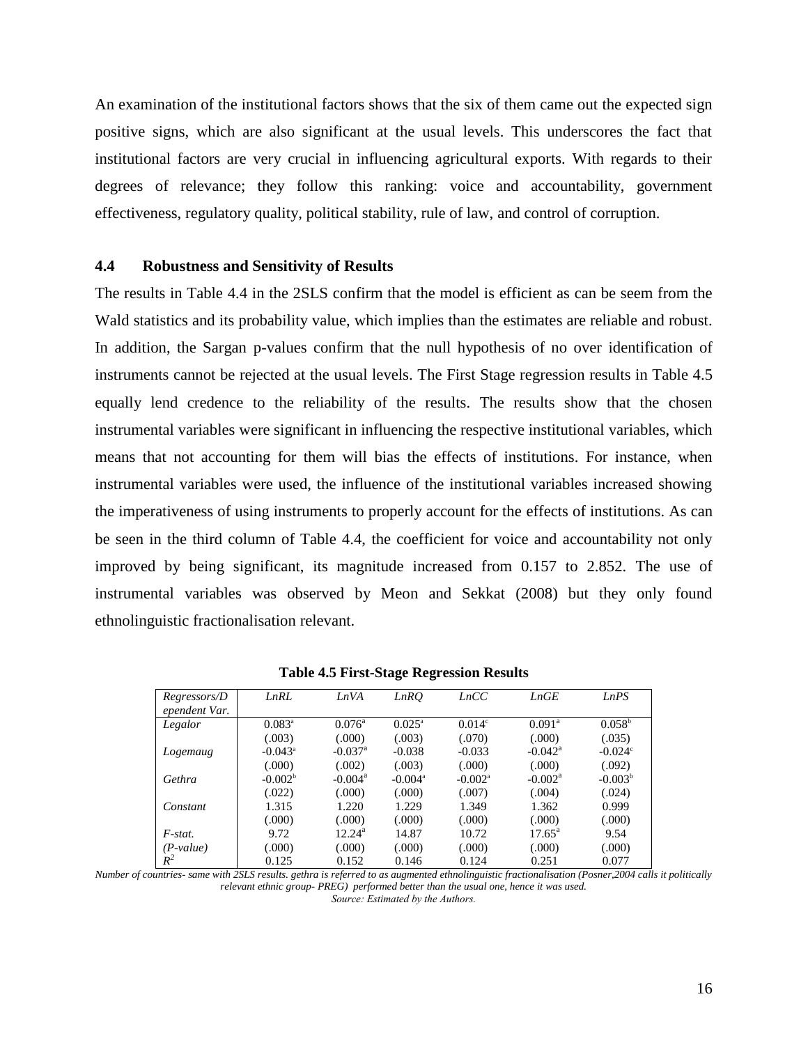An examination of the institutional factors shows that the six of them came out the expected sign positive signs, which are also significant at the usual levels. This underscores the fact that institutional factors are very crucial in influencing agricultural exports. With regards to their degrees of relevance; they follow this ranking: voice and accountability, government effectiveness, regulatory quality, political stability, rule of law, and control of corruption.

### 4.4 Robustness and Sensitivity of Results

The results in Table 4.4 in the 2SLS confirm that the model is efficient as can be seem from the Wald statistics and its probability value, which implies than the estimates are reliable and robust. In addition, the Sargan p-values confirm that the null hypothesis of no over identification of instruments cannot be rejected at the usual levels. The First Stage regression results in Table 4.5 equally lend credence to the reliability of the results. The results show that the chosen instrumental variables were significant in influencing the respective institutional variables, which means that not accounting for them will bias the effects of institutions. For instance, when instrumental variables were used, the influence of the institutional variables increased showing the imperativeness of using instruments to properly account for the effects of institutions. As can be seen in the third column of Table 4.4, the coefficient for voice and accountability not only improved by being significant, its magnitude increased from 0.157 to 2.852. The use of instrumental variables was observed by Meon and Sekkat (2008) but they only found ethnolinguistic fractionalisation relevant.

**Table 4.5 First-Stage Regression Results**

| *Regressors/Dependent Var.* | *LnRL* | *LnVA* | *LnRQ* | *LnCC* | *LnGE* | *LnPS* |
|---|---|---|---|---|---|---|
| *Legalor* | 0.083[a] | 0.076[a] | 0.025[a] | 0.014[c] | 0.091[a] | 0.058[b] |
| | (.003) | (.000) | (.003) | (.070) | (.000) | (.035) |
| *Logemaug* | -0.043[a] | -0.037[a] | -0.038 | -0.033 | -0.042[a] | -0.024[c] |
| | (.000) | (.002) | (.003) | (.000) | (.000) | (.092) |
| *Gethra* | -0.002[b] | -0.004[a] | -0.004[a] | -0.002[a] | -0.002[a] | -0.003[b] |
| | (.022) | (.000) | (.000) | (.007) | (.004) | (.024) |
| *Constant* | 1.315 | 1.220 | 1.229 | 1.349 | 1.362 | 0.999 |
| | (.000) | (.000) | (.000) | (.000) | (.000) | (.000) |
| *F-stat.* | 9.72 | 12.24[a] | 14.87 | 10.72 | 17.65[a] | 9.54 |
| *(P-value)* | (.000) | (.000) | (.000) | (.000) | (.000) | (.000) |
| $R^2$ | 0.125 | 0.152 | 0.146 | 0.124 | 0.251 | 0.077 |

*Number of countries- same with 2SLS results. gethra is referred to as augmented ethnolinguistic fractionalisation (Posner,2004 calls it politically relevant ethnic group- PREG) performed better than the usual one, hence it was used.*

*Source: Estimated by the Authors.*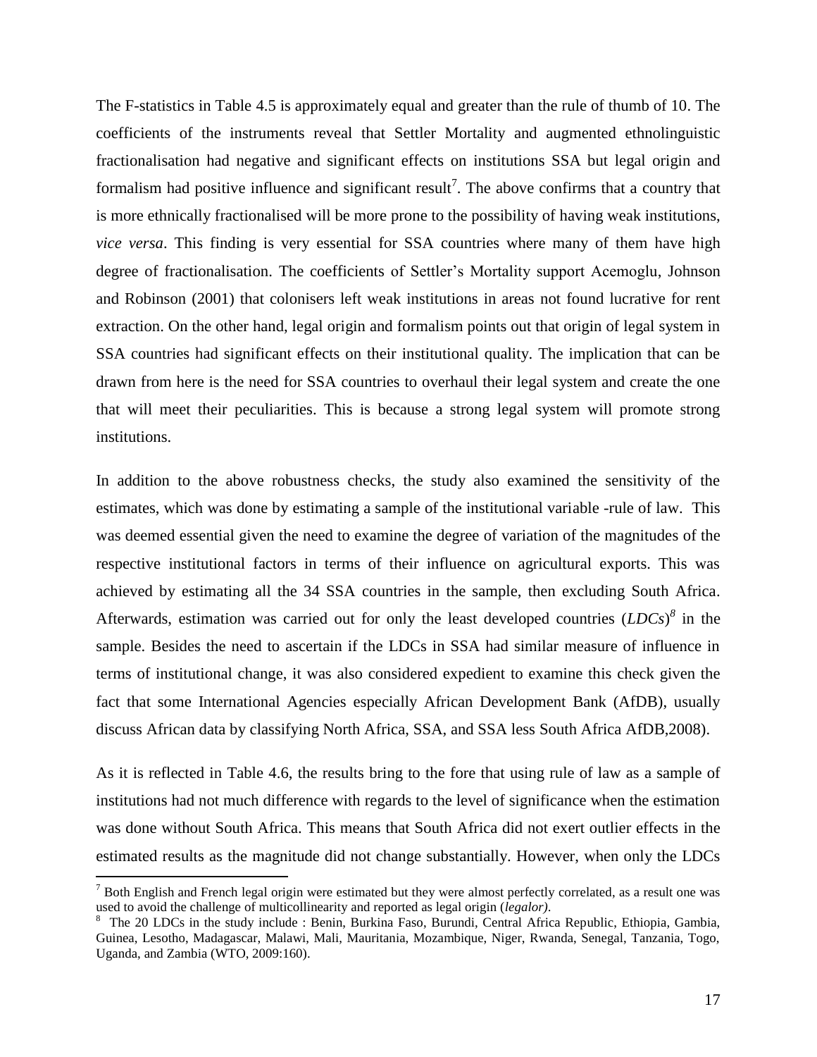The F-statistics in Table 4.5 is approximately equal and greater than the rule of thumb of 10. The coefficients of the instruments reveal that Settler Mortality and augmented ethnolinguistic fractionalisation had negative and significant effects on institutions SSA but legal origin and formalism had positive influence and significant result[7]. The above confirms that a country that is more ethnically fractionalised will be more prone to the possibility of having weak institutions, *vice versa*. This finding is very essential for SSA countries where many of them have high degree of fractionalisation. The coefficients of Settler's Mortality support Acemoglu, Johnson and Robinson (2001) that colonisers left weak institutions in areas not found lucrative for rent extraction. On the other hand, legal origin and formalism points out that origin of legal system in SSA countries had significant effects on their institutional quality. The implication that can be drawn from here is the need for SSA countries to overhaul their legal system and create the one that will meet their peculiarities. This is because a strong legal system will promote strong institutions.

In addition to the above robustness checks, the study also examined the sensitivity of the estimates, which was done by estimating a sample of the institutional variable -rule of law. This was deemed essential given the need to examine the degree of variation of the magnitudes of the respective institutional factors in terms of their influence on agricultural exports. This was achieved by estimating all the 34 SSA countries in the sample, then excluding South Africa. Afterwards, estimation was carried out for only the least developed countries (*LDCs*)[8] in the sample. Besides the need to ascertain if the LDCs in SSA had similar measure of influence in terms of institutional change, it was also considered expedient to examine this check given the fact that some International Agencies especially African Development Bank (AfDB), usually discuss African data by classifying North Africa, SSA, and SSA less South Africa AfDB,2008).

As it is reflected in Table 4.6, the results bring to the fore that using rule of law as a sample of institutions had not much difference with regards to the level of significance when the estimation was done without South Africa. This means that South Africa did not exert outlier effects in the estimated results as the magnitude did not change substantially. However, when only the LDCs

---

[7] Both English and French legal origin were estimated but they were almost perfectly correlated, as a result one was used to avoid the challenge of multicollinearity and reported as legal origin (*legalor)*.

[8] The 20 LDCs in the study include : Benin, Burkina Faso, Burundi, Central Africa Republic, Ethiopia, Gambia, Guinea, Lesotho, Madagascar, Malawi, Mali, Mauritania, Mozambique, Niger, Rwanda, Senegal, Tanzania, Togo, Uganda, and Zambia (WTO, 2009:160).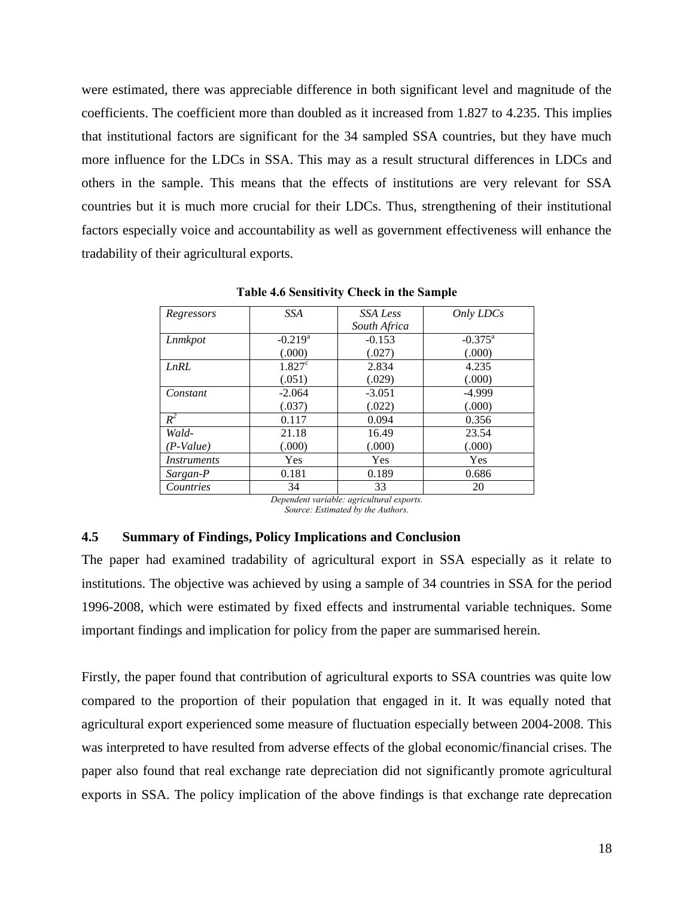were estimated, there was appreciable difference in both significant level and magnitude of the coefficients. The coefficient more than doubled as it increased from 1.827 to 4.235. This implies that institutional factors are significant for the 34 sampled SSA countries, but they have much more influence for the LDCs in SSA. This may as a result structural differences in LDCs and others in the sample. This means that the effects of institutions are very relevant for SSA countries but it is much more crucial for their LDCs. Thus, strengthening of their institutional factors especially voice and accountability as well as government effectiveness will enhance the tradability of their agricultural exports.

**Table 4.6 Sensitivity Check in the Sample**

| *Regressors* | *SSA* | *SSA Less South Africa* | *Only LDCs* |
|---|---|---|---|
| *Lnmkpot* | -0.219[a] (.000) | -0.153 (.027) | -0.375[a] (.000) |
| *LnRL* | 1.827[c] (.051) | 2.834 (.029) | 4.235 (.000) |
| *Constant* | -2.064 (.037) | -3.051 (.022) | -4.999 (.000) |
| $R^2$ | 0.117 | 0.094 | 0.356 |
| *Wald- (P-Value)* | 21.18 (.000) | 16.49 (.000) | 23.54 (.000) |
| *Instruments* | Yes | Yes | Yes |
| *Sargan-P* | 0.181 | 0.189 | 0.686 |
| *Countries* | 34 | 33 | 20 |

*Dependent variable: agricultural exports.*
*Source: Estimated by the Authors.*

## 4.5 Summary of Findings, Policy Implications and Conclusion

The paper had examined tradability of agricultural export in SSA especially as it relate to institutions. The objective was achieved by using a sample of 34 countries in SSA for the period 1996-2008, which were estimated by fixed effects and instrumental variable techniques. Some important findings and implication for policy from the paper are summarised herein.

Firstly, the paper found that contribution of agricultural exports to SSA countries was quite low compared to the proportion of their population that engaged in it. It was equally noted that agricultural export experienced some measure of fluctuation especially between 2004-2008. This was interpreted to have resulted from adverse effects of the global economic/financial crises. The paper also found that real exchange rate depreciation did not significantly promote agricultural exports in SSA. The policy implication of the above findings is that exchange rate deprecation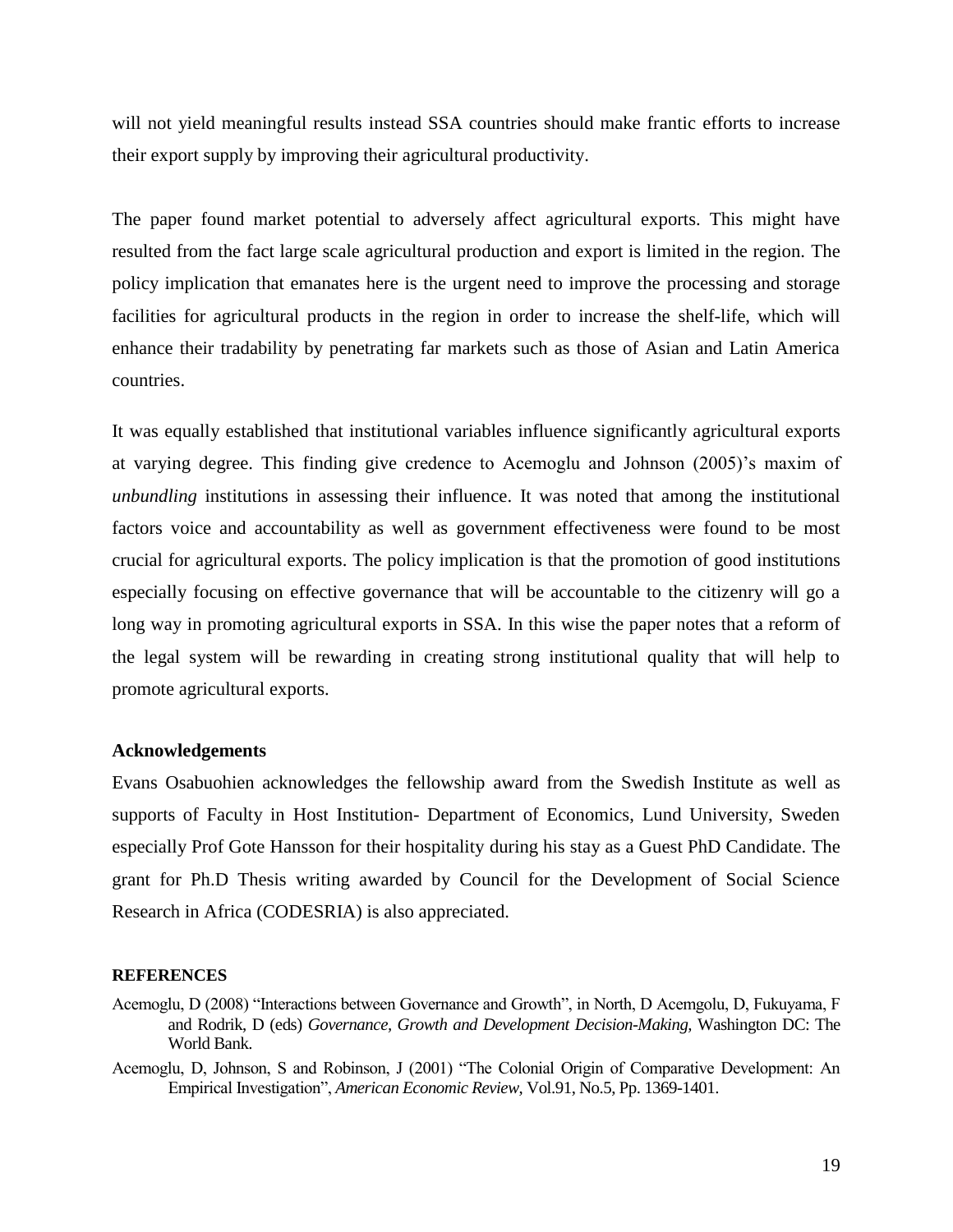will not yield meaningful results instead SSA countries should make frantic efforts to increase their export supply by improving their agricultural productivity.

The paper found market potential to adversely affect agricultural exports. This might have resulted from the fact large scale agricultural production and export is limited in the region. The policy implication that emanates here is the urgent need to improve the processing and storage facilities for agricultural products in the region in order to increase the shelf-life, which will enhance their tradability by penetrating far markets such as those of Asian and Latin America countries.

It was equally established that institutional variables influence significantly agricultural exports at varying degree. This finding give credence to Acemoglu and Johnson (2005)'s maxim of *unbundling* institutions in assessing their influence. It was noted that among the institutional factors voice and accountability as well as government effectiveness were found to be most crucial for agricultural exports. The policy implication is that the promotion of good institutions especially focusing on effective governance that will be accountable to the citizenry will go a long way in promoting agricultural exports in SSA. In this wise the paper notes that a reform of the legal system will be rewarding in creating strong institutional quality that will help to promote agricultural exports.

### Acknowledgements

Evans Osabuohien acknowledges the fellowship award from the Swedish Institute as well as supports of Faculty in Host Institution- Department of Economics, Lund University, Sweden especially Prof Gote Hansson for their hospitality during his stay as a Guest PhD Candidate. The grant for Ph.D Thesis writing awarded by Council for the Development of Social Science Research in Africa (CODESRIA) is also appreciated.

### REFERENCES

Acemoglu, D (2008) "Interactions between Governance and Growth", in North, D Acemgolu, D, Fukuyama, F and Rodrik, D (eds) *Governance, Growth and Development Decision-Making,* Washington DC: The World Bank.

Acemoglu, D, Johnson, S and Robinson, J (2001) "The Colonial Origin of Comparative Development: An Empirical Investigation", *American Economic Review,* Vol.91, No.5, Pp. 1369-1401.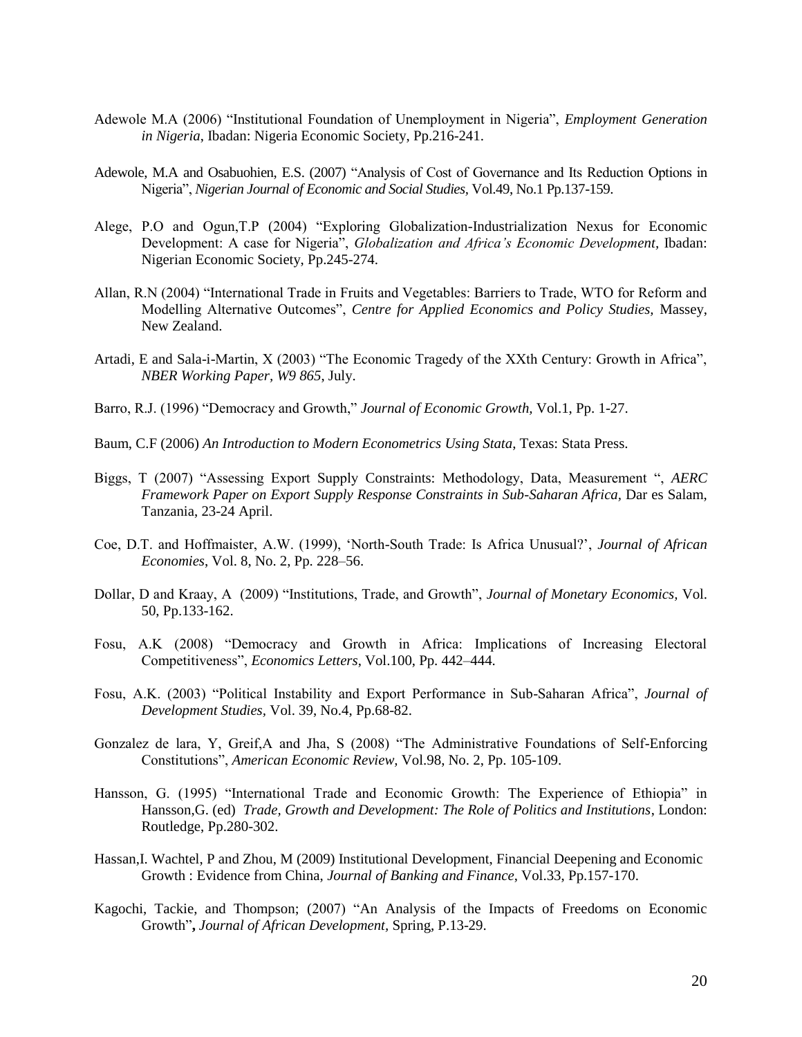Adewole M.A (2006) "Institutional Foundation of Unemployment in Nigeria", *Employment Generation in Nigeria*, Ibadan: Nigeria Economic Society, Pp.216-241.

Adewole, M.A and Osabuohien, E.S. (2007) "Analysis of Cost of Governance and Its Reduction Options in Nigeria", *Nigerian Journal of Economic and Social Studies*, Vol.49, No.1 Pp.137-159.

Alege, P.O and Ogun,T.P (2004) "Exploring Globalization-Industrialization Nexus for Economic Development: A case for Nigeria", *Globalization and Africa's Economic Development*, Ibadan: Nigerian Economic Society, Pp.245-274.

Allan, R.N (2004) "International Trade in Fruits and Vegetables: Barriers to Trade, WTO for Reform and Modelling Alternative Outcomes", *Centre for Applied Economics and Policy Studies*, Massey, New Zealand.

Artadi, E and Sala-i-Martin, X (2003) "The Economic Tragedy of the XXth Century: Growth in Africa", *NBER Working Paper, W9 865*, July.

Barro, R.J. (1996) "Democracy and Growth," *Journal of Economic Growth*, Vol.1, Pp. 1-27.

Baum, C.F (2006) *An Introduction to Modern Econometrics Using Stata*, Texas: Stata Press.

Biggs, T (2007) "Assessing Export Supply Constraints: Methodology, Data, Measurement ", *AERC Framework Paper on Export Supply Response Constraints in Sub-Saharan Africa*, Dar es Salam, Tanzania, 23-24 April.

Coe, D.T. and Hoffmaister, A.W. (1999), 'North-South Trade: Is Africa Unusual?', *Journal of African Economies*, Vol. 8, No. 2, Pp. 228–56.

Dollar, D and Kraay, A (2009) "Institutions, Trade, and Growth", *Journal of Monetary Economics*, Vol. 50, Pp.133-162.

Fosu, A.K (2008) "Democracy and Growth in Africa: Implications of Increasing Electoral Competitiveness", *Economics Letters*, Vol.100, Pp. 442–444.

Fosu, A.K. (2003) "Political Instability and Export Performance in Sub-Saharan Africa", *Journal of Development Studies*, Vol. 39, No.4, Pp.68-82.

Gonzalez de lara, Y, Greif,A and Jha, S (2008) "The Administrative Foundations of Self-Enforcing Constitutions", *American Economic Review*, Vol.98, No. 2, Pp. 105-109.

Hansson, G. (1995) "International Trade and Economic Growth: The Experience of Ethiopia" in Hansson,G. (ed) *Trade, Growth and Development: The Role of Politics and Institutions*, London: Routledge, Pp.280-302.

Hassan,I. Wachtel, P and Zhou, M (2009) Institutional Development, Financial Deepening and Economic Growth : Evidence from China, *Journal of Banking and Finance*, Vol.33, Pp.157-170.

Kagochi, Tackie, and Thompson; (2007) "An Analysis of the Impacts of Freedoms on Economic Growth"**,** *Journal of African Development*, Spring, P.13-29.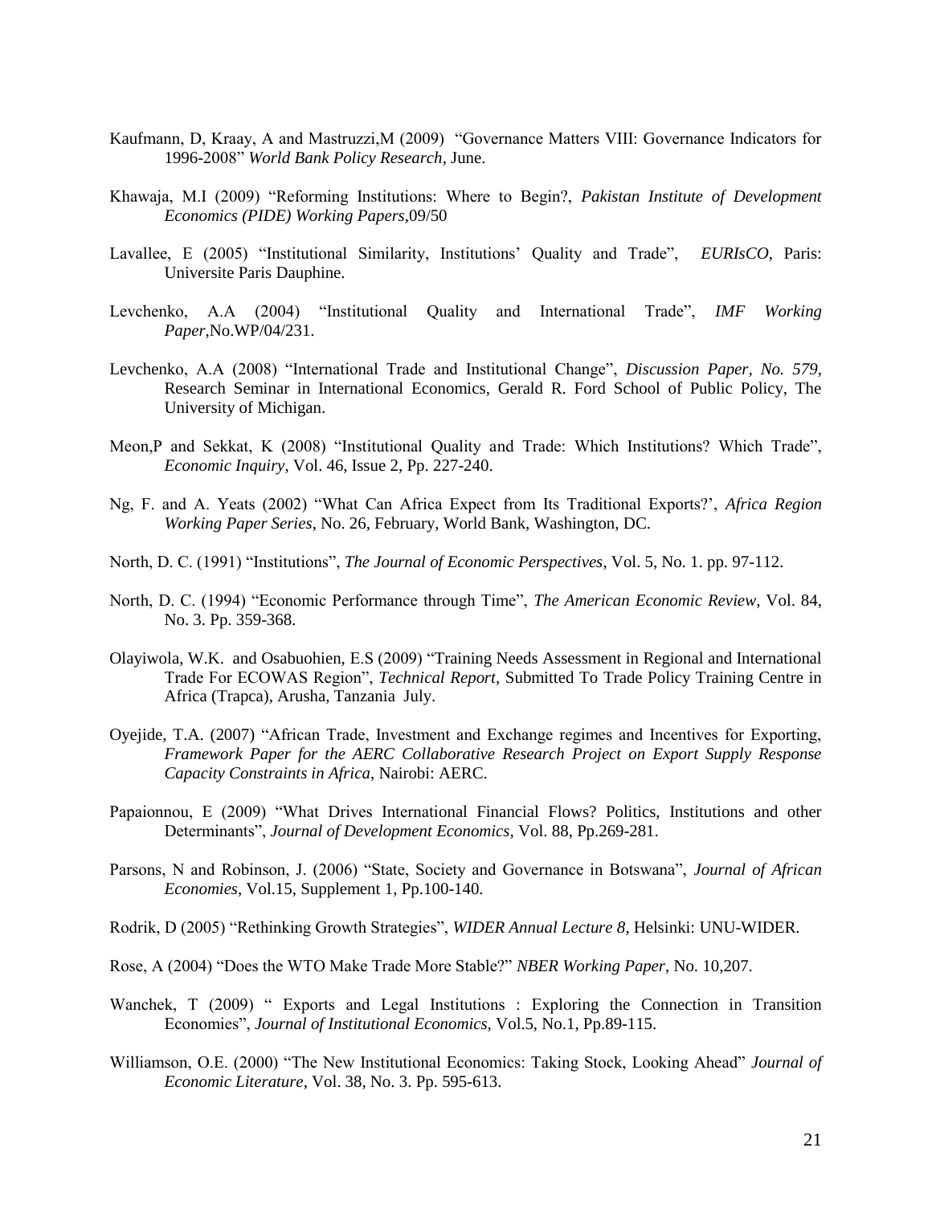Kaufmann, D, Kraay, A and Mastruzzi,M (2009) "Governance Matters VIII: Governance Indicators for 1996-2008" *World Bank Policy Research*, June.

Khawaja, M.I (2009) "Reforming Institutions: Where to Begin?, *Pakistan Institute of Development Economics (PIDE) Working Papers*,09/50

Lavallee, E (2005) "Institutional Similarity, Institutions' Quality and Trade", *EURIsCO*, Paris: Universite Paris Dauphine.

Levchenko, A.A (2004) "Institutional Quality and International Trade", *IMF Working Paper*,No.WP/04/231.

Levchenko, A.A (2008) "International Trade and Institutional Change", *Discussion Paper, No. 579*, Research Seminar in International Economics, Gerald R. Ford School of Public Policy, The University of Michigan.

Meon,P and Sekkat, K (2008) "Institutional Quality and Trade: Which Institutions? Which Trade", *Economic Inquiry*, Vol. 46, Issue 2, Pp. 227-240.

Ng, F. and A. Yeats (2002) "What Can Africa Expect from Its Traditional Exports?', *Africa Region Working Paper Series*, No. 26, February, World Bank, Washington, DC.

North, D. C. (1991) "Institutions", *The Journal of Economic Perspectives*, Vol. 5, No. 1. pp. 97-112.

North, D. C. (1994) "Economic Performance through Time", *The American Economic Review*, Vol. 84, No. 3. Pp. 359-368.

Olayiwola, W.K. and Osabuohien, E.S (2009) "Training Needs Assessment in Regional and International Trade For ECOWAS Region", *Technical Report,* Submitted To Trade Policy Training Centre in Africa (Trapca), Arusha, Tanzania July.

Oyejide, T.A. (2007) "African Trade, Investment and Exchange regimes and Incentives for Exporting, *Framework Paper for the AERC Collaborative Research Project on Export Supply Response Capacity Constraints in Africa*, Nairobi: AERC.

Papaionnou, E (2009) "What Drives International Financial Flows? Politics, Institutions and other Determinants", *Journal of Development Economics,* Vol. 88, Pp.269-281.

Parsons, N and Robinson, J. (2006) "State, Society and Governance in Botswana", *Journal of African Economies*, Vol.15, Supplement 1, Pp.100-140.

Rodrik, D (2005) "Rethinking Growth Strategies", *WIDER Annual Lecture 8*, Helsinki: UNU-WIDER.

Rose, A (2004) "Does the WTO Make Trade More Stable?" *NBER Working Paper*, No. 10,207.

Wanchek, T (2009) " Exports and Legal Institutions : Exploring the Connection in Transition Economies", *Journal of Institutional Economics,* Vol.5, No.1, Pp.89-115.

Williamson, O.E. (2000) "The New Institutional Economics: Taking Stock, Looking Ahead" *Journal of Economic Literature*, Vol. 38, No. 3. Pp. 595-613.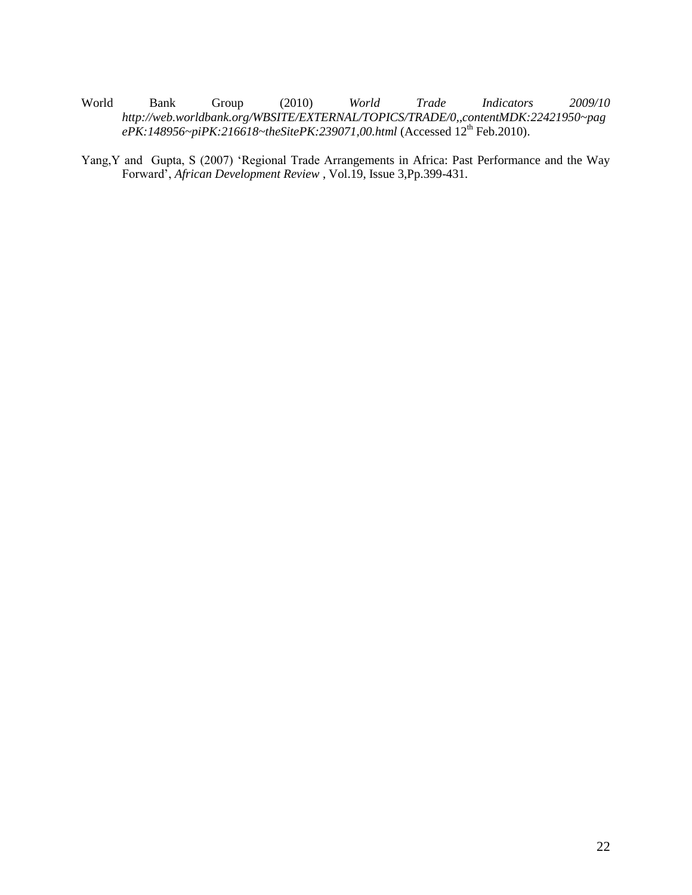World Bank Group (2010) *World Trade Indicators 2009/10 http://web.worldbank.org/WBSITE/EXTERNAL/TOPICS/TRADE/0,,contentMDK:22421950~pagePK:148956~piPK:216618~theSitePK:239071,00.html* (Accessed 12th Feb.2010).

Yang,Y and Gupta, S (2007) 'Regional Trade Arrangements in Africa: Past Performance and the Way Forward', *African Development Review* , Vol.19, Issue 3,Pp.399-431.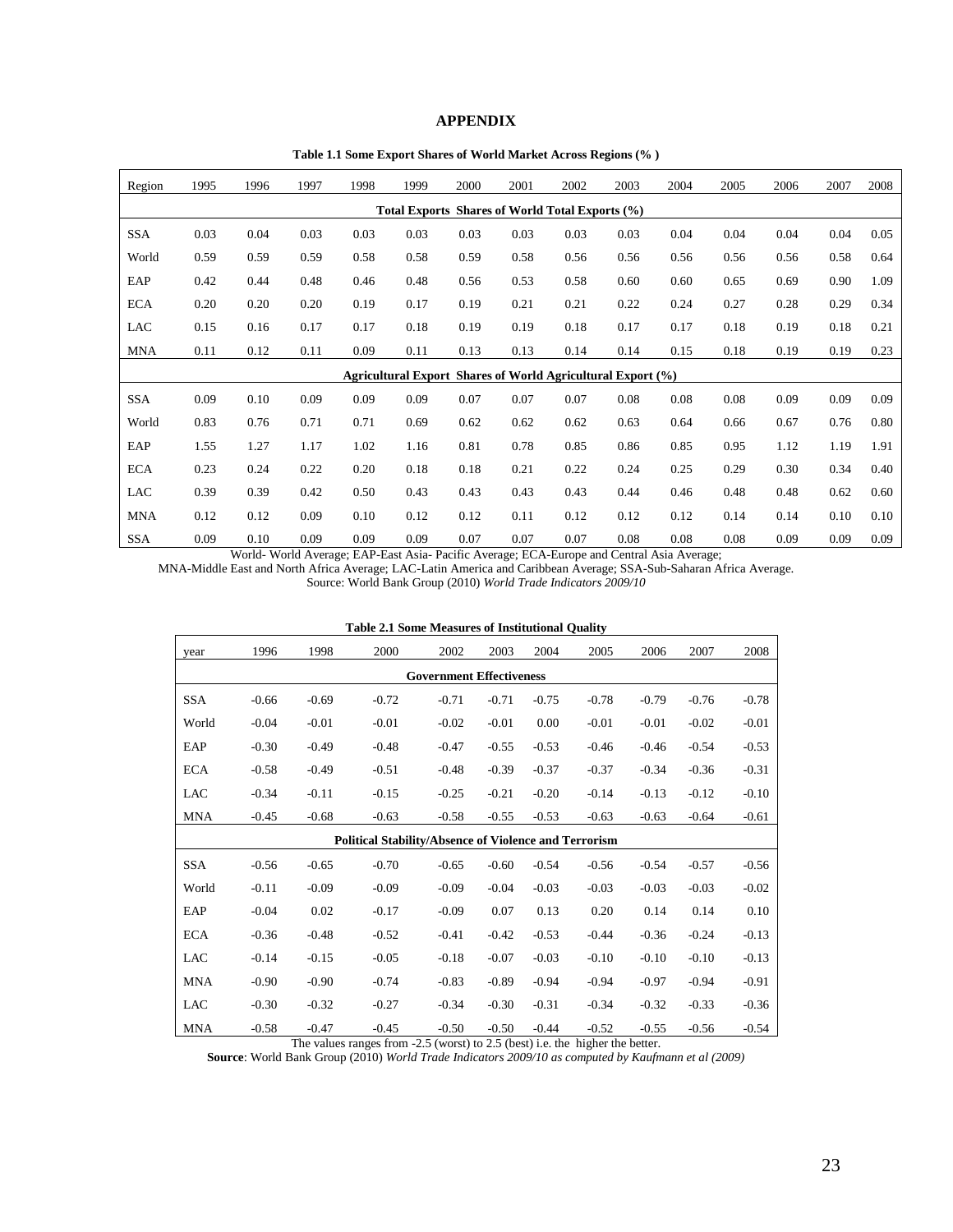# APPENDIX

**Table 1.1 Some Export Shares of World Market Across Regions (% )**

| Region | 1995 | 1996 | 1997 | 1998 | 1999 | 2000 | 2001 | 2002 | 2003 | 2004 | 2005 | 2006 | 2007 | 2008 |
|---|---|---|---|---|---|---|---|---|---|---|---|---|---|---|
| **Total Exports Shares of World Total Exports (%)** | | | | | | | | | | | | | | |
| SSA | 0.03 | 0.04 | 0.03 | 0.03 | 0.03 | 0.03 | 0.03 | 0.03 | 0.03 | 0.04 | 0.04 | 0.04 | 0.04 | 0.05 |
| World | 0.59 | 0.59 | 0.59 | 0.58 | 0.58 | 0.59 | 0.58 | 0.56 | 0.56 | 0.56 | 0.56 | 0.56 | 0.58 | 0.64 |
| EAP | 0.42 | 0.44 | 0.48 | 0.46 | 0.48 | 0.56 | 0.53 | 0.58 | 0.60 | 0.60 | 0.65 | 0.69 | 0.90 | 1.09 |
| ECA | 0.20 | 0.20 | 0.20 | 0.19 | 0.17 | 0.19 | 0.21 | 0.21 | 0.22 | 0.24 | 0.27 | 0.28 | 0.29 | 0.34 |
| LAC | 0.15 | 0.16 | 0.17 | 0.17 | 0.18 | 0.19 | 0.19 | 0.18 | 0.17 | 0.17 | 0.18 | 0.19 | 0.18 | 0.21 |
| MNA | 0.11 | 0.12 | 0.11 | 0.09 | 0.11 | 0.13 | 0.13 | 0.14 | 0.14 | 0.15 | 0.18 | 0.19 | 0.19 | 0.23 |
| **Agricultural Export Shares of World Agricultural Export (%)** | | | | | | | | | | | | | | |
| SSA | 0.09 | 0.10 | 0.09 | 0.09 | 0.09 | 0.07 | 0.07 | 0.07 | 0.08 | 0.08 | 0.08 | 0.09 | 0.09 | 0.09 |
| World | 0.83 | 0.76 | 0.71 | 0.71 | 0.69 | 0.62 | 0.62 | 0.62 | 0.63 | 0.64 | 0.66 | 0.67 | 0.76 | 0.80 |
| EAP | 1.55 | 1.27 | 1.17 | 1.02 | 1.16 | 0.81 | 0.78 | 0.85 | 0.86 | 0.85 | 0.95 | 1.12 | 1.19 | 1.91 |
| ECA | 0.23 | 0.24 | 0.22 | 0.20 | 0.18 | 0.18 | 0.21 | 0.22 | 0.24 | 0.25 | 0.29 | 0.30 | 0.34 | 0.40 |
| LAC | 0.39 | 0.39 | 0.42 | 0.50 | 0.43 | 0.43 | 0.43 | 0.43 | 0.44 | 0.46 | 0.48 | 0.48 | 0.62 | 0.60 |
| MNA | 0.12 | 0.12 | 0.09 | 0.10 | 0.12 | 0.12 | 0.11 | 0.12 | 0.12 | 0.12 | 0.14 | 0.14 | 0.10 | 0.10 |
| SSA | 0.09 | 0.10 | 0.09 | 0.09 | 0.09 | 0.07 | 0.07 | 0.07 | 0.08 | 0.08 | 0.08 | 0.09 | 0.09 | 0.09 |

World- World Average; EAP-East Asia- Pacific Average; ECA-Europe and Central Asia Average;
MNA-Middle East and North Africa Average; LAC-Latin America and Caribbean Average; SSA-Sub-Saharan Africa Average.
Source: World Bank Group (2010) *World Trade Indicators 2009/10*

**Table 2.1 Some Measures of Institutional Quality**

| year | 1996 | 1998 | 2000 | 2002 | 2003 | 2004 | 2005 | 2006 | 2007 | 2008 |
|---|---|---|---|---|---|---|---|---|---|---|
| **Government Effectiveness** | | | | | | | | | | |
| SSA | -0.66 | -0.69 | -0.72 | -0.71 | -0.71 | -0.75 | -0.78 | -0.79 | -0.76 | -0.78 |
| World | -0.04 | -0.01 | -0.01 | -0.02 | -0.01 | 0.00 | -0.01 | -0.01 | -0.02 | -0.01 |
| EAP | -0.30 | -0.49 | -0.48 | -0.47 | -0.55 | -0.53 | -0.46 | -0.46 | -0.54 | -0.53 |
| ECA | -0.58 | -0.49 | -0.51 | -0.48 | -0.39 | -0.37 | -0.37 | -0.34 | -0.36 | -0.31 |
| LAC | -0.34 | -0.11 | -0.15 | -0.25 | -0.21 | -0.20 | -0.14 | -0.13 | -0.12 | -0.10 |
| MNA | -0.45 | -0.68 | -0.63 | -0.58 | -0.55 | -0.53 | -0.63 | -0.63 | -0.64 | -0.61 |
| **Political Stability/Absence of Violence and Terrorism** | | | | | | | | | | |
| SSA | -0.56 | -0.65 | -0.70 | -0.65 | -0.60 | -0.54 | -0.56 | -0.54 | -0.57 | -0.56 |
| World | -0.11 | -0.09 | -0.09 | -0.09 | -0.04 | -0.03 | -0.03 | -0.03 | -0.03 | -0.02 |
| EAP | -0.04 | 0.02 | -0.17 | -0.09 | 0.07 | 0.13 | 0.20 | 0.14 | 0.14 | 0.10 |
| ECA | -0.36 | -0.48 | -0.52 | -0.41 | -0.42 | -0.53 | -0.44 | -0.36 | -0.24 | -0.13 |
| LAC | -0.14 | -0.15 | -0.05 | -0.18 | -0.07 | -0.03 | -0.10 | -0.10 | -0.10 | -0.13 |
| MNA | -0.90 | -0.90 | -0.74 | -0.83 | -0.89 | -0.94 | -0.94 | -0.97 | -0.94 | -0.91 |
| LAC | -0.30 | -0.32 | -0.27 | -0.34 | -0.30 | -0.31 | -0.34 | -0.32 | -0.33 | -0.36 |
| MNA | -0.58 | -0.47 | -0.45 | -0.50 | -0.50 | -0.44 | -0.52 | -0.55 | -0.56 | -0.54 |

The values ranges from -2.5 (worst) to 2.5 (best) i.e. the higher the better.
**Source**: World Bank Group (2010) *World Trade Indicators 2009/10 as computed by Kaufmann et al (2009)*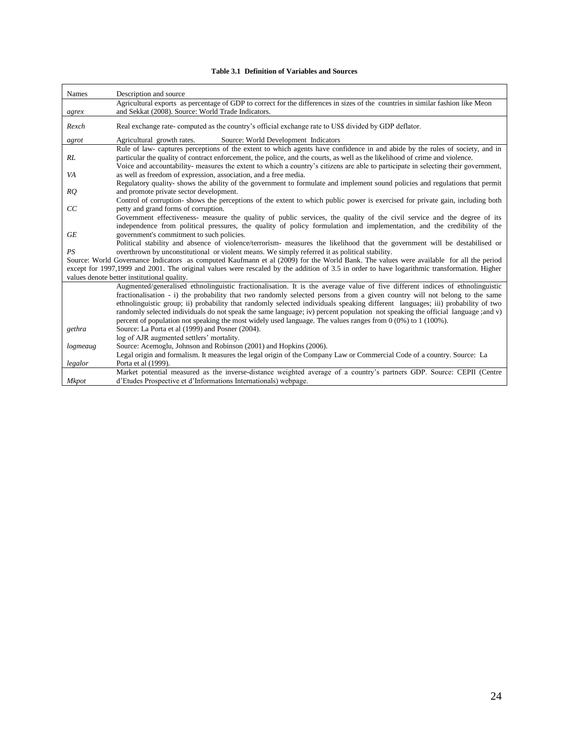**Table 3.1 Definition of Variables and Sources**

| Names | Description and source |
|---|---|
| *agrex* | Agricultural exports as percentage of GDP to correct for the differences in sizes of the countries in similar fashion like Meon and Sekkat (2008). Source: World Trade Indicators. |
| *Rexch* | Real exchange rate- computed as the country's official exchange rate to US$ divided by GDP deflator. |
| *agrot* | Agricultural growth rates. Source: World Development Indicators |
| *RL* | Rule of law- captures perceptions of the extent to which agents have confidence in and abide by the rules of society, and in particular the quality of contract enforcement, the police, and the courts, as well as the likelihood of crime and violence. |
| *VA* | Voice and accountability- measures the extent to which a country's citizens are able to participate in selecting their government, as well as freedom of expression, association, and a free media. |
| *RQ* | Regulatory quality- shows the ability of the government to formulate and implement sound policies and regulations that permit and promote private sector development. |
| *CC* | Control of corruption- shows the perceptions of the extent to which public power is exercised for private gain, including both petty and grand forms of corruption. |
| *GE* | Government effectiveness- measure the quality of public services, the quality of the civil service and the degree of its independence from political pressures, the quality of policy formulation and implementation, and the credibility of the government's commitment to such policies. |
| *PS* | Political stability and absence of violence/terrorism- measures the likelihood that the government will be destabilised or overthrown by unconstitutional or violent means. We simply referred it as political stability. |
| Source: World Governance Indicators as computed Kaufmann et al (2009) for the World Bank. The values were available for all the period except for 1997,1999 and 2001. The original values were rescaled by the addition of 3.5 in order to have logarithmic transformation. Higher values denote better institutional quality. | |
| *gethra* | Augmented/generalised ethnolinguistic fractionalisation. It is the average value of five different indices of ethnolinguistic fractionalisation - i) the probability that two randomly selected persons from a given country will not belong to the same ethnolinguistic group; ii) probability that randomly selected individuals speaking different languages; iii) probability of two randomly selected individuals do not speak the same language; iv) percent population not speaking the official language ;and v) percent of population not speaking the most widely used language. The values ranges from 0 (0%) to 1 (100%). Source: La Porta et al (1999) and Posner (2004). |
| *logmeaug* | log of AJR augmented settlers' mortality. Source: Acemoglu, Johnson and Robinson (2001) and Hopkins (2006). |
| *legalor* | Legal origin and formalism. It measures the legal origin of the Company Law or Commercial Code of a country. Source: La Porta et al (1999). |
| *Mkpot* | Market potential measured as the inverse-distance weighted average of a country's partners GDP. Source: CEPII (Centre d'Etudes Prospective et d'Informations Internationals) webpage. |